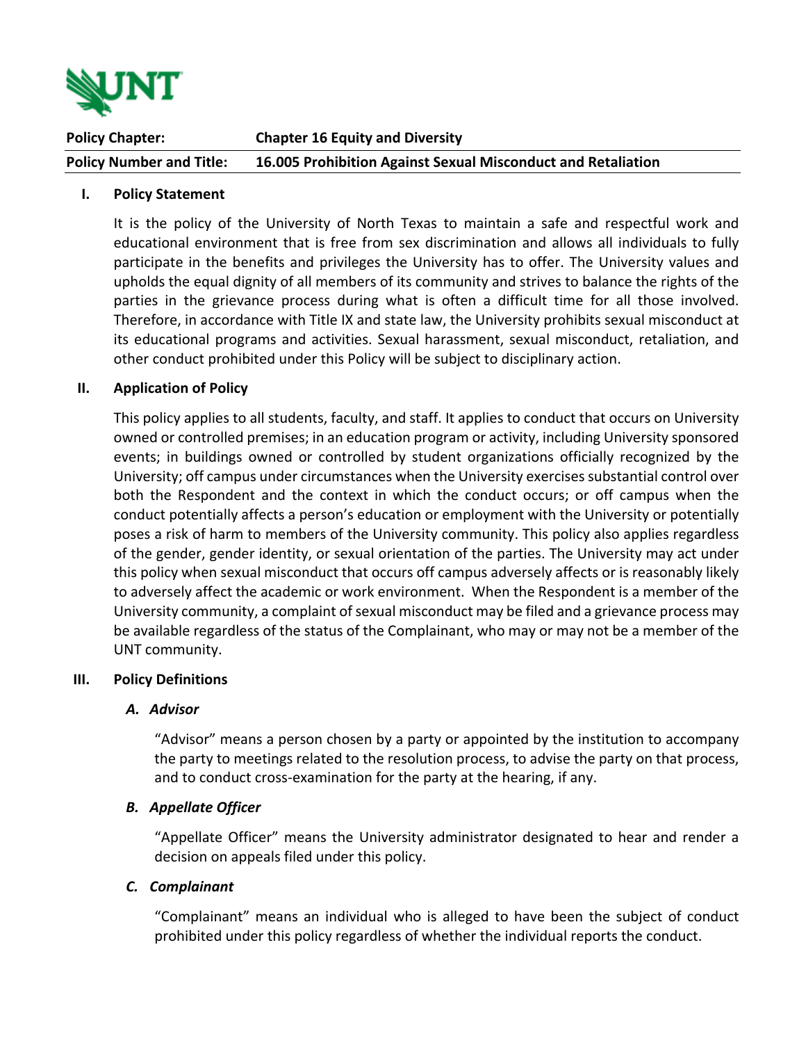| | |
|---|---|
| **Policy Chapter:** | **Chapter 16 Equity and Diversity** |
| **Policy Number and Title:** | **16.005 Prohibition Against Sexual Misconduct and Retaliation** |

## I. Policy Statement

It is the policy of the University of North Texas to maintain a safe and respectful work and educational environment that is free from sex discrimination and allows all individuals to fully participate in the benefits and privileges the University has to offer. The University values and upholds the equal dignity of all members of its community and strives to balance the rights of the parties in the grievance process during what is often a difficult time for all those involved. Therefore, in accordance with Title IX and state law, the University prohibits sexual misconduct at its educational programs and activities. Sexual harassment, sexual misconduct, retaliation, and other conduct prohibited under this Policy will be subject to disciplinary action.

## II. Application of Policy

This policy applies to all students, faculty, and staff. It applies to conduct that occurs on University owned or controlled premises; in an education program or activity, including University sponsored events; in buildings owned or controlled by student organizations officially recognized by the University; off campus under circumstances when the University exercises substantial control over both the Respondent and the context in which the conduct occurs; or off campus when the conduct potentially affects a person's education or employment with the University or potentially poses a risk of harm to members of the University community. This policy also applies regardless of the gender, gender identity, or sexual orientation of the parties. The University may act under this policy when sexual misconduct that occurs off campus adversely affects or is reasonably likely to adversely affect the academic or work environment. When the Respondent is a member of the University community, a complaint of sexual misconduct may be filed and a grievance process may be available regardless of the status of the Complainant, who may or may not be a member of the UNT community.

## III. Policy Definitions

### *A. Advisor*

"Advisor" means a person chosen by a party or appointed by the institution to accompany the party to meetings related to the resolution process, to advise the party on that process, and to conduct cross-examination for the party at the hearing, if any.

### *B. Appellate Officer*

"Appellate Officer" means the University administrator designated to hear and render a decision on appeals filed under this policy.

### *C. Complainant*

"Complainant" means an individual who is alleged to have been the subject of conduct prohibited under this policy regardless of whether the individual reports the conduct.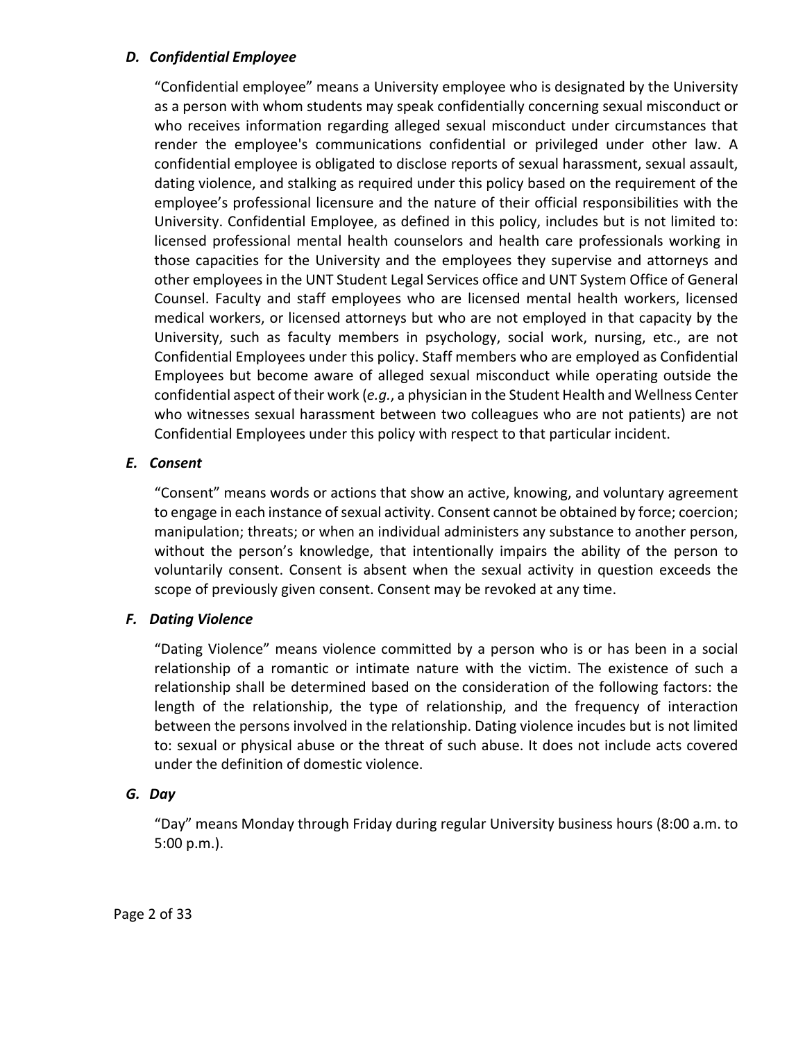### *D. Confidential Employee*

"Confidential employee" means a University employee who is designated by the University as a person with whom students may speak confidentially concerning sexual misconduct or who receives information regarding alleged sexual misconduct under circumstances that render the employee's communications confidential or privileged under other law. A confidential employee is obligated to disclose reports of sexual harassment, sexual assault, dating violence, and stalking as required under this policy based on the requirement of the employee's professional licensure and the nature of their official responsibilities with the University. Confidential Employee, as defined in this policy, includes but is not limited to: licensed professional mental health counselors and health care professionals working in those capacities for the University and the employees they supervise and attorneys and other employees in the UNT Student Legal Services office and UNT System Office of General Counsel. Faculty and staff employees who are licensed mental health workers, licensed medical workers, or licensed attorneys but who are not employed in that capacity by the University, such as faculty members in psychology, social work, nursing, etc., are not Confidential Employees under this policy. Staff members who are employed as Confidential Employees but become aware of alleged sexual misconduct while operating outside the confidential aspect of their work (*e.g.*, a physician in the Student Health and Wellness Center who witnesses sexual harassment between two colleagues who are not patients) are not Confidential Employees under this policy with respect to that particular incident.

### *E. Consent*

"Consent" means words or actions that show an active, knowing, and voluntary agreement to engage in each instance of sexual activity. Consent cannot be obtained by force; coercion; manipulation; threats; or when an individual administers any substance to another person, without the person's knowledge, that intentionally impairs the ability of the person to voluntarily consent. Consent is absent when the sexual activity in question exceeds the scope of previously given consent. Consent may be revoked at any time.

### *F. Dating Violence*

"Dating Violence" means violence committed by a person who is or has been in a social relationship of a romantic or intimate nature with the victim. The existence of such a relationship shall be determined based on the consideration of the following factors: the length of the relationship, the type of relationship, and the frequency of interaction between the persons involved in the relationship. Dating violence incudes but is not limited to: sexual or physical abuse or the threat of such abuse. It does not include acts covered under the definition of domestic violence.

### *G. Day*

"Day" means Monday through Friday during regular University business hours (8:00 a.m. to 5:00 p.m.).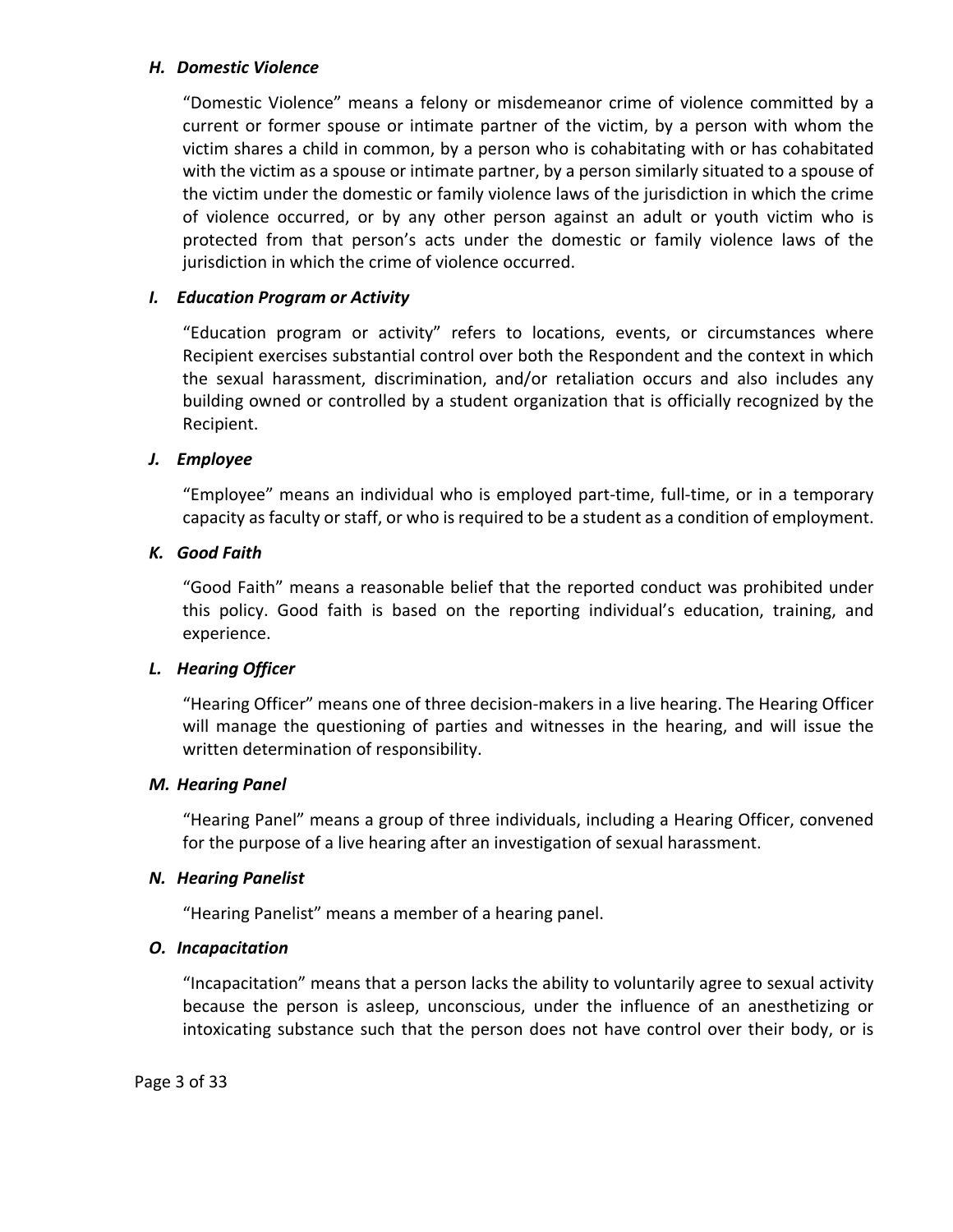### *H. Domestic Violence*

"Domestic Violence" means a felony or misdemeanor crime of violence committed by a current or former spouse or intimate partner of the victim, by a person with whom the victim shares a child in common, by a person who is cohabitating with or has cohabitated with the victim as a spouse or intimate partner, by a person similarly situated to a spouse of the victim under the domestic or family violence laws of the jurisdiction in which the crime of violence occurred, or by any other person against an adult or youth victim who is protected from that person's acts under the domestic or family violence laws of the jurisdiction in which the crime of violence occurred.

### *I. Education Program or Activity*

"Education program or activity" refers to locations, events, or circumstances where Recipient exercises substantial control over both the Respondent and the context in which the sexual harassment, discrimination, and/or retaliation occurs and also includes any building owned or controlled by a student organization that is officially recognized by the Recipient.

### *J. Employee*

"Employee" means an individual who is employed part-time, full-time, or in a temporary capacity as faculty or staff, or who is required to be a student as a condition of employment.

### *K. Good Faith*

"Good Faith" means a reasonable belief that the reported conduct was prohibited under this policy. Good faith is based on the reporting individual's education, training, and experience.

### *L. Hearing Officer*

"Hearing Officer" means one of three decision-makers in a live hearing. The Hearing Officer will manage the questioning of parties and witnesses in the hearing, and will issue the written determination of responsibility.

### *M. Hearing Panel*

"Hearing Panel" means a group of three individuals, including a Hearing Officer, convened for the purpose of a live hearing after an investigation of sexual harassment.

### *N. Hearing Panelist*

"Hearing Panelist" means a member of a hearing panel.

### *O. Incapacitation*

"Incapacitation" means that a person lacks the ability to voluntarily agree to sexual activity because the person is asleep, unconscious, under the influence of an anesthetizing or intoxicating substance such that the person does not have control over their body, or is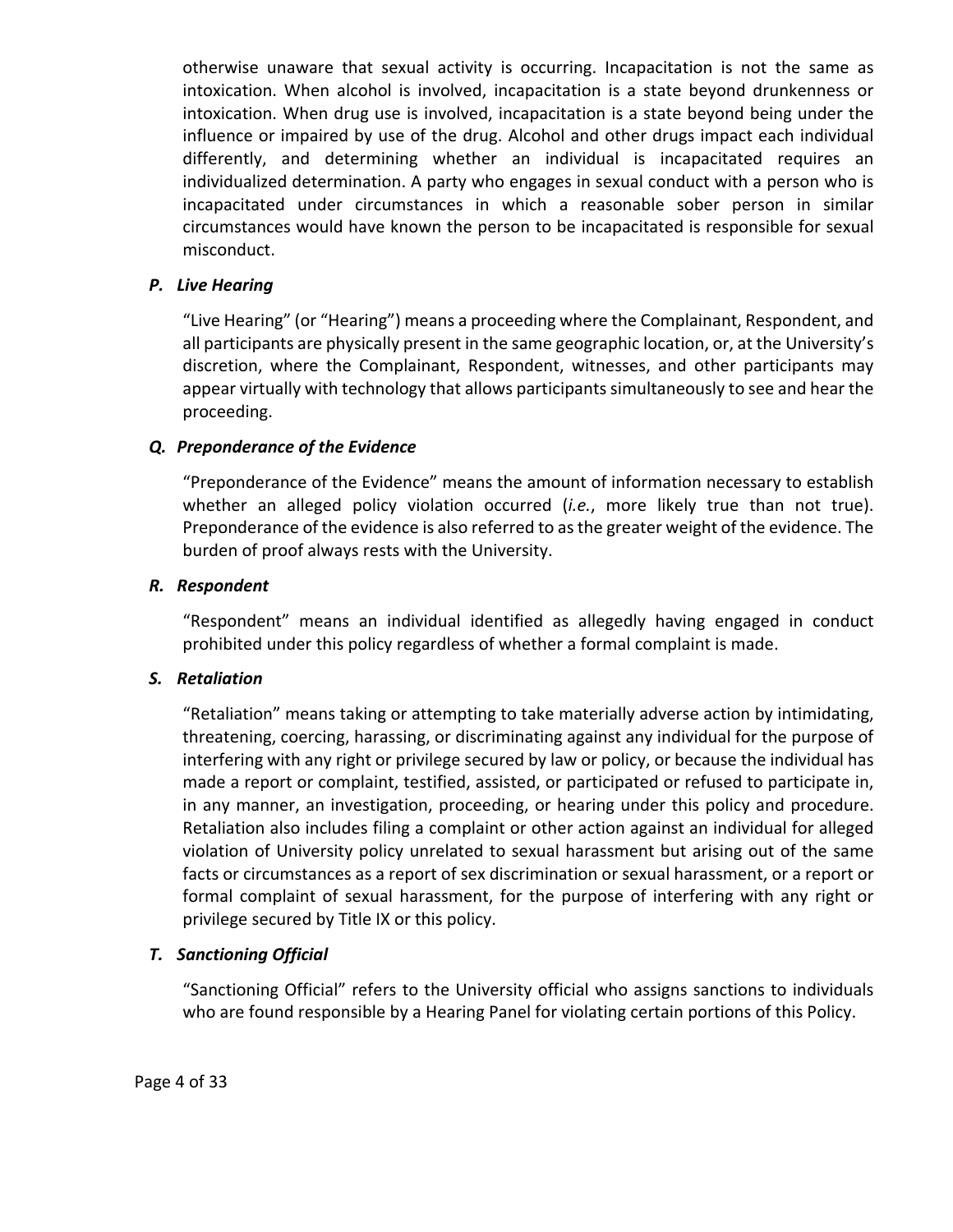otherwise unaware that sexual activity is occurring. Incapacitation is not the same as intoxication. When alcohol is involved, incapacitation is a state beyond drunkenness or intoxication. When drug use is involved, incapacitation is a state beyond being under the influence or impaired by use of the drug. Alcohol and other drugs impact each individual differently, and determining whether an individual is incapacitated requires an individualized determination. A party who engages in sexual conduct with a person who is incapacitated under circumstances in which a reasonable sober person in similar circumstances would have known the person to be incapacitated is responsible for sexual misconduct.

### *P. Live Hearing*

"Live Hearing" (or "Hearing") means a proceeding where the Complainant, Respondent, and all participants are physically present in the same geographic location, or, at the University's discretion, where the Complainant, Respondent, witnesses, and other participants may appear virtually with technology that allows participants simultaneously to see and hear the proceeding.

### *Q. Preponderance of the Evidence*

"Preponderance of the Evidence" means the amount of information necessary to establish whether an alleged policy violation occurred (*i.e.*, more likely true than not true). Preponderance of the evidence is also referred to as the greater weight of the evidence. The burden of proof always rests with the University.

### *R. Respondent*

"Respondent" means an individual identified as allegedly having engaged in conduct prohibited under this policy regardless of whether a formal complaint is made.

### *S. Retaliation*

"Retaliation" means taking or attempting to take materially adverse action by intimidating, threatening, coercing, harassing, or discriminating against any individual for the purpose of interfering with any right or privilege secured by law or policy, or because the individual has made a report or complaint, testified, assisted, or participated or refused to participate in, in any manner, an investigation, proceeding, or hearing under this policy and procedure. Retaliation also includes filing a complaint or other action against an individual for alleged violation of University policy unrelated to sexual harassment but arising out of the same facts or circumstances as a report of sex discrimination or sexual harassment, or a report or formal complaint of sexual harassment, for the purpose of interfering with any right or privilege secured by Title IX or this policy.

### *T. Sanctioning Official*

"Sanctioning Official" refers to the University official who assigns sanctions to individuals who are found responsible by a Hearing Panel for violating certain portions of this Policy.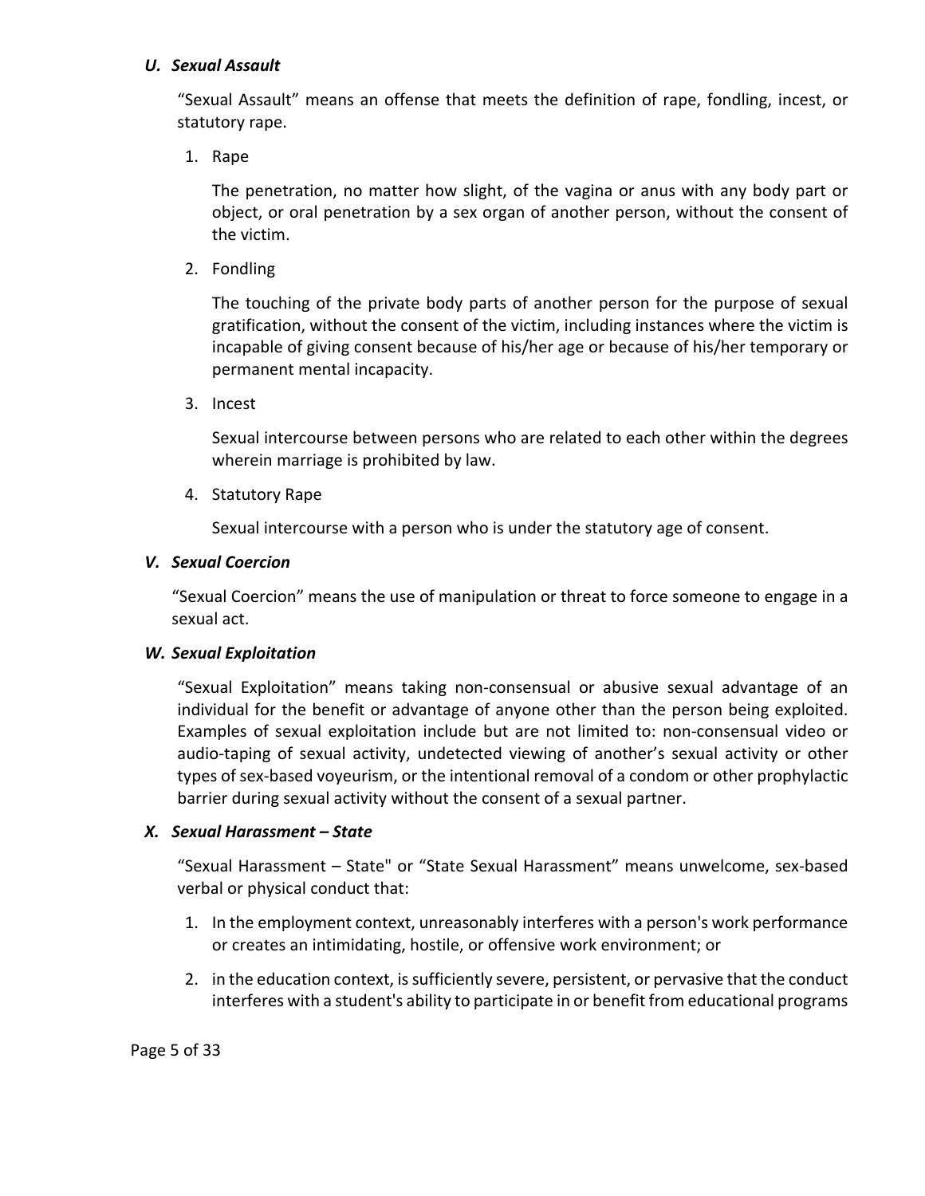### *U. Sexual Assault*

"Sexual Assault" means an offense that meets the definition of rape, fondling, incest, or statutory rape.

1. Rape

   The penetration, no matter how slight, of the vagina or anus with any body part or object, or oral penetration by a sex organ of another person, without the consent of the victim.

2. Fondling

   The touching of the private body parts of another person for the purpose of sexual gratification, without the consent of the victim, including instances where the victim is incapable of giving consent because of his/her age or because of his/her temporary or permanent mental incapacity.

3. Incest

   Sexual intercourse between persons who are related to each other within the degrees wherein marriage is prohibited by law.

4. Statutory Rape

   Sexual intercourse with a person who is under the statutory age of consent.

### *V. Sexual Coercion*

"Sexual Coercion" means the use of manipulation or threat to force someone to engage in a sexual act.

### *W. Sexual Exploitation*

"Sexual Exploitation" means taking non-consensual or abusive sexual advantage of an individual for the benefit or advantage of anyone other than the person being exploited. Examples of sexual exploitation include but are not limited to: non-consensual video or audio-taping of sexual activity, undetected viewing of another's sexual activity or other types of sex-based voyeurism, or the intentional removal of a condom or other prophylactic barrier during sexual activity without the consent of a sexual partner.

### *X. Sexual Harassment – State*

"Sexual Harassment – State" or "State Sexual Harassment" means unwelcome, sex-based verbal or physical conduct that:

1. In the employment context, unreasonably interferes with a person's work performance or creates an intimidating, hostile, or offensive work environment; or
2. in the education context, is sufficiently severe, persistent, or pervasive that the conduct interferes with a student's ability to participate in or benefit from educational programs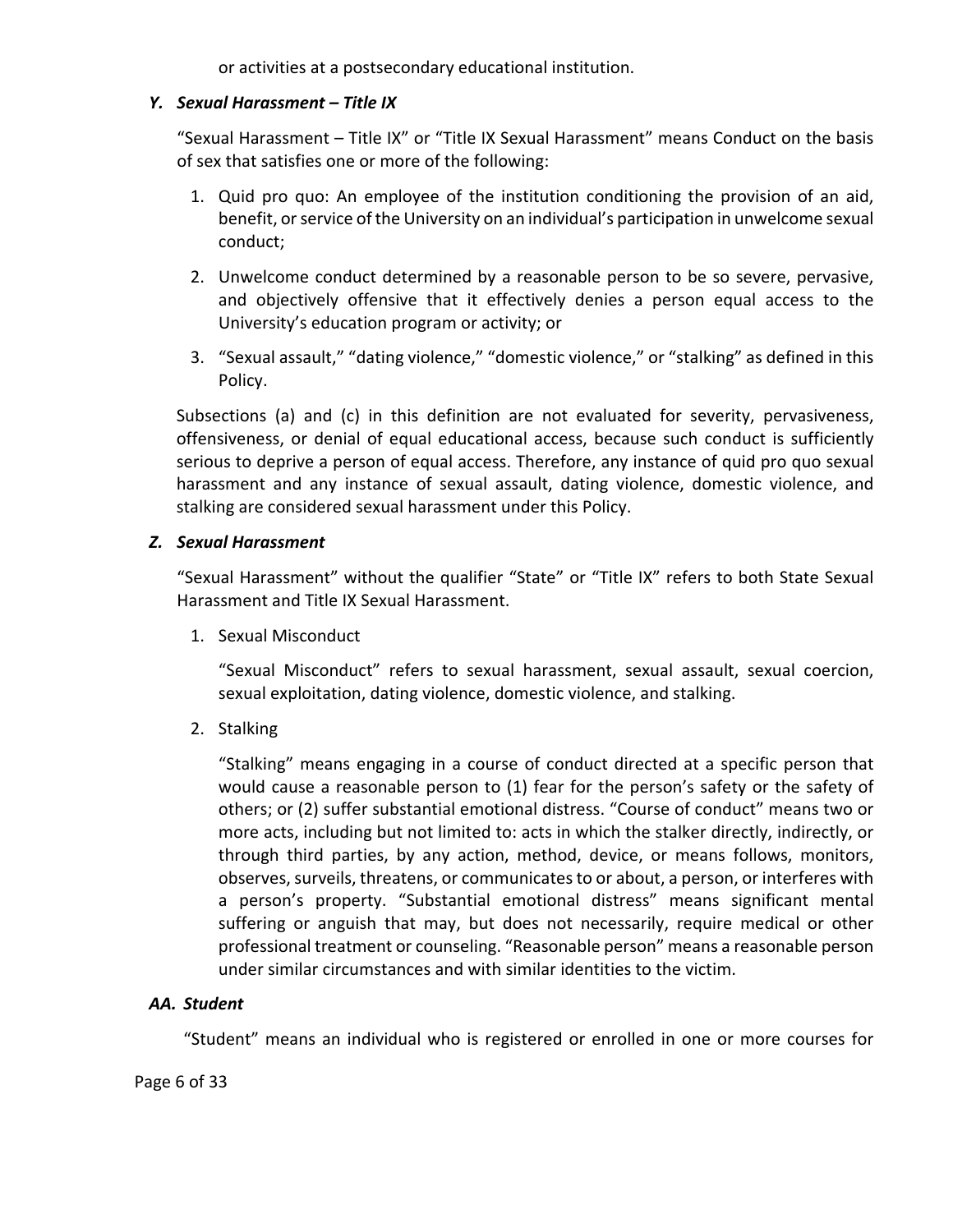or activities at a postsecondary educational institution.

### *Y. Sexual Harassment – Title IX*

"Sexual Harassment – Title IX" or "Title IX Sexual Harassment" means Conduct on the basis of sex that satisfies one or more of the following:

1. Quid pro quo: An employee of the institution conditioning the provision of an aid, benefit, or service of the University on an individual's participation in unwelcome sexual conduct;
2. Unwelcome conduct determined by a reasonable person to be so severe, pervasive, and objectively offensive that it effectively denies a person equal access to the University's education program or activity; or
3. "Sexual assault," "dating violence," "domestic violence," or "stalking" as defined in this Policy.

Subsections (a) and (c) in this definition are not evaluated for severity, pervasiveness, offensiveness, or denial of equal educational access, because such conduct is sufficiently serious to deprive a person of equal access. Therefore, any instance of quid pro quo sexual harassment and any instance of sexual assault, dating violence, domestic violence, and stalking are considered sexual harassment under this Policy.

### *Z. Sexual Harassment*

"Sexual Harassment" without the qualifier "State" or "Title IX" refers to both State Sexual Harassment and Title IX Sexual Harassment.

1. Sexual Misconduct

   "Sexual Misconduct" refers to sexual harassment, sexual assault, sexual coercion, sexual exploitation, dating violence, domestic violence, and stalking.

2. Stalking

   "Stalking" means engaging in a course of conduct directed at a specific person that would cause a reasonable person to (1) fear for the person's safety or the safety of others; or (2) suffer substantial emotional distress. "Course of conduct" means two or more acts, including but not limited to: acts in which the stalker directly, indirectly, or through third parties, by any action, method, device, or means follows, monitors, observes, surveils, threatens, or communicates to or about, a person, or interferes with a person's property. "Substantial emotional distress" means significant mental suffering or anguish that may, but does not necessarily, require medical or other professional treatment or counseling. "Reasonable person" means a reasonable person under similar circumstances and with similar identities to the victim.

### *AA. Student*

"Student" means an individual who is registered or enrolled in one or more courses for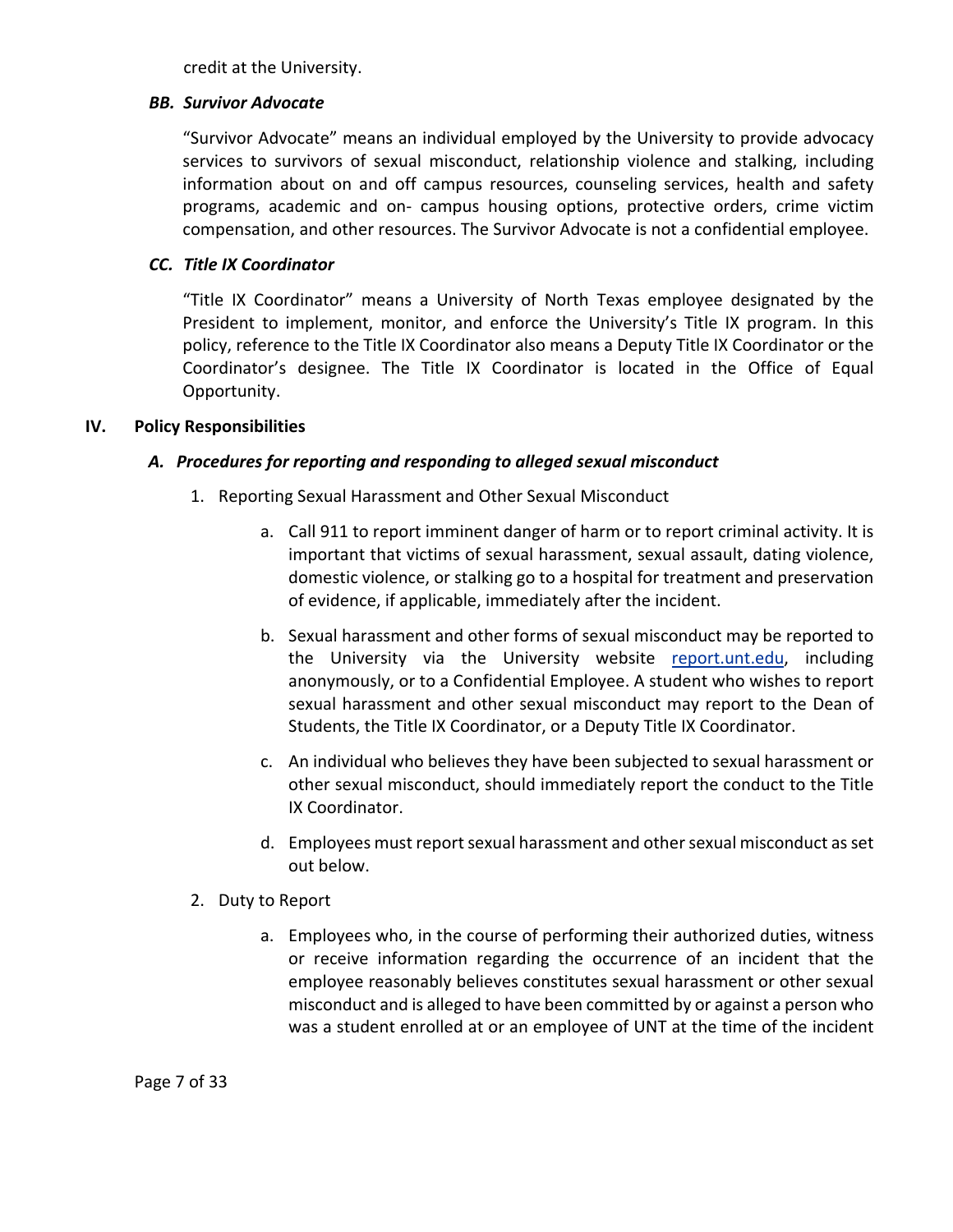credit at the University.

### *BB. Survivor Advocate*

"Survivor Advocate" means an individual employed by the University to provide advocacy services to survivors of sexual misconduct, relationship violence and stalking, including information about on and off campus resources, counseling services, health and safety programs, academic and on- campus housing options, protective orders, crime victim compensation, and other resources. The Survivor Advocate is not a confidential employee.

### *CC. Title IX Coordinator*

"Title IX Coordinator" means a University of North Texas employee designated by the President to implement, monitor, and enforce the University's Title IX program. In this policy, reference to the Title IX Coordinator also means a Deputy Title IX Coordinator or the Coordinator's designee. The Title IX Coordinator is located in the Office of Equal Opportunity.

## IV. Policy Responsibilities

### *A. Procedures for reporting and responding to alleged sexual misconduct*

1. Reporting Sexual Harassment and Other Sexual Misconduct

    a. Call 911 to report imminent danger of harm or to report criminal activity. It is important that victims of sexual harassment, sexual assault, dating violence, domestic violence, or stalking go to a hospital for treatment and preservation of evidence, if applicable, immediately after the incident.

    b. Sexual harassment and other forms of sexual misconduct may be reported to the University via the University website [report.unt.edu](report.unt.edu), including anonymously, or to a Confidential Employee. A student who wishes to report sexual harassment and other sexual misconduct may report to the Dean of Students, the Title IX Coordinator, or a Deputy Title IX Coordinator.

    c. An individual who believes they have been subjected to sexual harassment or other sexual misconduct, should immediately report the conduct to the Title IX Coordinator.

    d. Employees must report sexual harassment and other sexual misconduct as set out below.

2. Duty to Report

    a. Employees who, in the course of performing their authorized duties, witness or receive information regarding the occurrence of an incident that the employee reasonably believes constitutes sexual harassment or other sexual misconduct and is alleged to have been committed by or against a person who was a student enrolled at or an employee of UNT at the time of the incident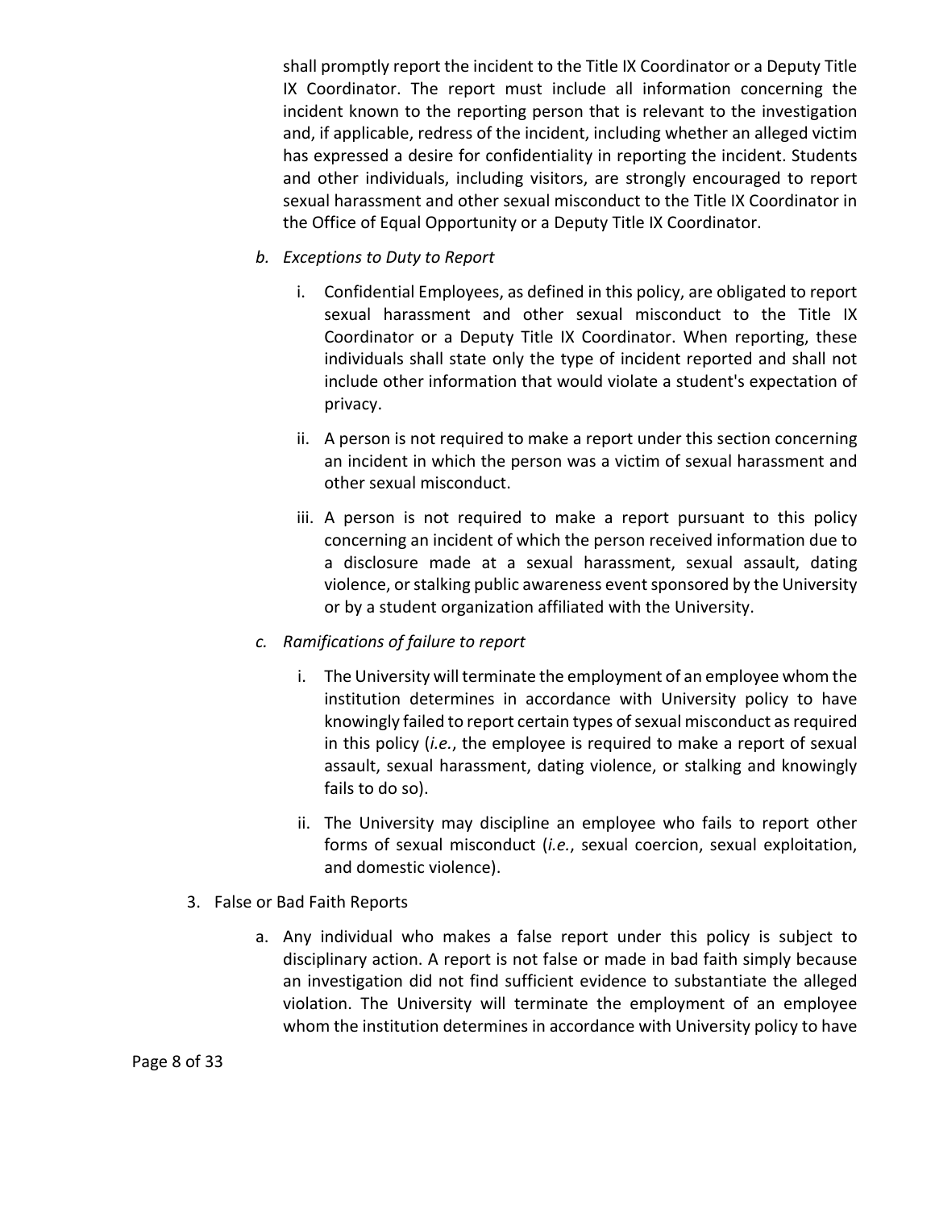shall promptly report the incident to the Title IX Coordinator or a Deputy Title IX Coordinator. The report must include all information concerning the incident known to the reporting person that is relevant to the investigation and, if applicable, redress of the incident, including whether an alleged victim has expressed a desire for confidentiality in reporting the incident. Students and other individuals, including visitors, are strongly encouraged to report sexual harassment and other sexual misconduct to the Title IX Coordinator in the Office of Equal Opportunity or a Deputy Title IX Coordinator.

b. *Exceptions to Duty to Report*

   i. Confidential Employees, as defined in this policy, are obligated to report sexual harassment and other sexual misconduct to the Title IX Coordinator or a Deputy Title IX Coordinator. When reporting, these individuals shall state only the type of incident reported and shall not include other information that would violate a student's expectation of privacy.

   ii. A person is not required to make a report under this section concerning an incident in which the person was a victim of sexual harassment and other sexual misconduct.

   iii. A person is not required to make a report pursuant to this policy concerning an incident of which the person received information due to a disclosure made at a sexual harassment, sexual assault, dating violence, or stalking public awareness event sponsored by the University or by a student organization affiliated with the University.

c. *Ramifications of failure to report*

   i. The University will terminate the employment of an employee whom the institution determines in accordance with University policy to have knowingly failed to report certain types of sexual misconduct as required in this policy (*i.e.*, the employee is required to make a report of sexual assault, sexual harassment, dating violence, or stalking and knowingly fails to do so).

   ii. The University may discipline an employee who fails to report other forms of sexual misconduct (*i.e.*, sexual coercion, sexual exploitation, and domestic violence).

3. False or Bad Faith Reports

   a. Any individual who makes a false report under this policy is subject to disciplinary action. A report is not false or made in bad faith simply because an investigation did not find sufficient evidence to substantiate the alleged violation. The University will terminate the employment of an employee whom the institution determines in accordance with University policy to have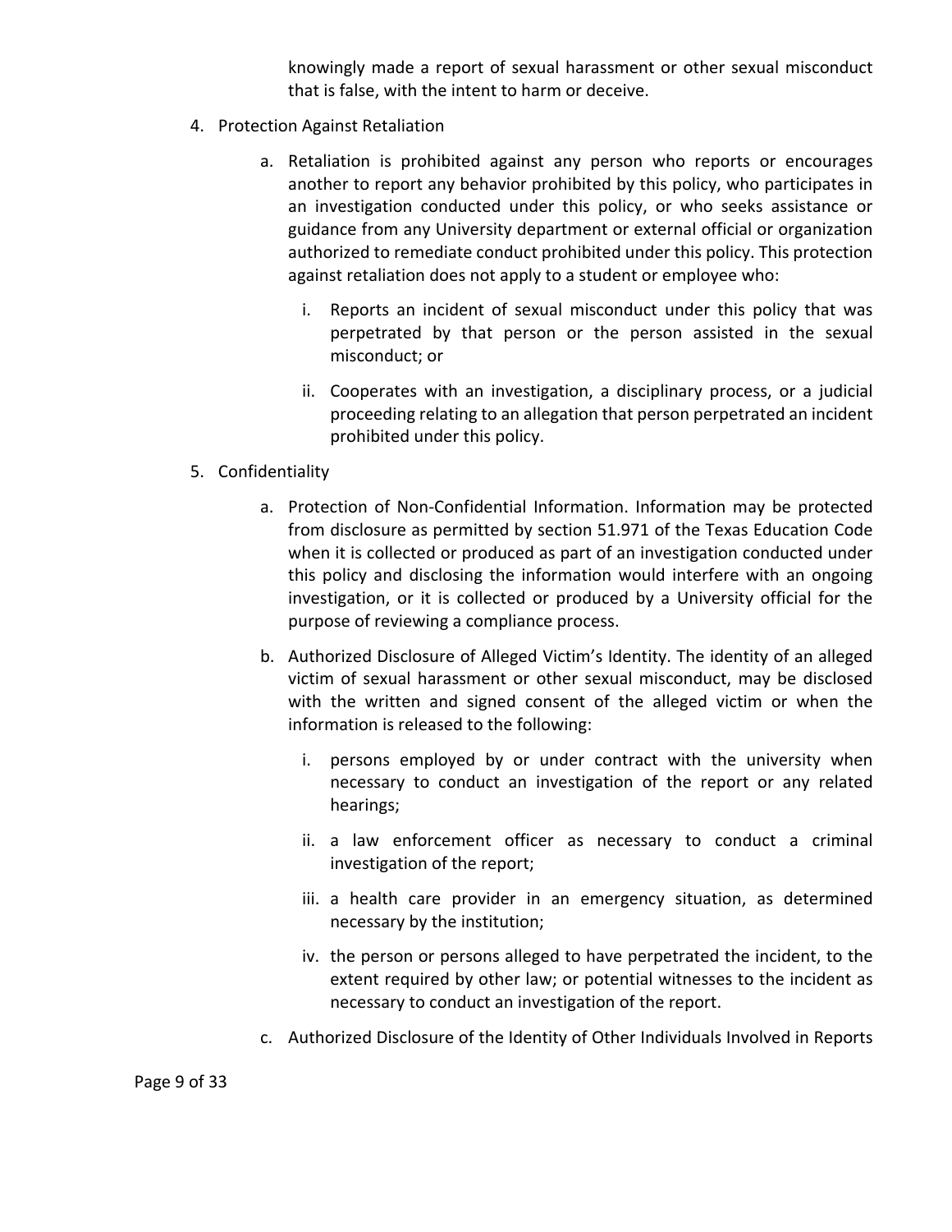knowingly made a report of sexual harassment or other sexual misconduct that is false, with the intent to harm or deceive.

4. Protection Against Retaliation

   a. Retaliation is prohibited against any person who reports or encourages another to report any behavior prohibited by this policy, who participates in an investigation conducted under this policy, or who seeks assistance or guidance from any University department or external official or organization authorized to remediate conduct prohibited under this policy. This protection against retaliation does not apply to a student or employee who:

      i. Reports an incident of sexual misconduct under this policy that was perpetrated by that person or the person assisted in the sexual misconduct; or

      ii. Cooperates with an investigation, a disciplinary process, or a judicial proceeding relating to an allegation that person perpetrated an incident prohibited under this policy.

5. Confidentiality

   a. Protection of Non-Confidential Information. Information may be protected from disclosure as permitted by section 51.971 of the Texas Education Code when it is collected or produced as part of an investigation conducted under this policy and disclosing the information would interfere with an ongoing investigation, or it is collected or produced by a University official for the purpose of reviewing a compliance process.

   b. Authorized Disclosure of Alleged Victim's Identity. The identity of an alleged victim of sexual harassment or other sexual misconduct, may be disclosed with the written and signed consent of the alleged victim or when the information is released to the following:

      i. persons employed by or under contract with the university when necessary to conduct an investigation of the report or any related hearings;

      ii. a law enforcement officer as necessary to conduct a criminal investigation of the report;

      iii. a health care provider in an emergency situation, as determined necessary by the institution;

      iv. the person or persons alleged to have perpetrated the incident, to the extent required by other law; or potential witnesses to the incident as necessary to conduct an investigation of the report.

   c. Authorized Disclosure of the Identity of Other Individuals Involved in Reports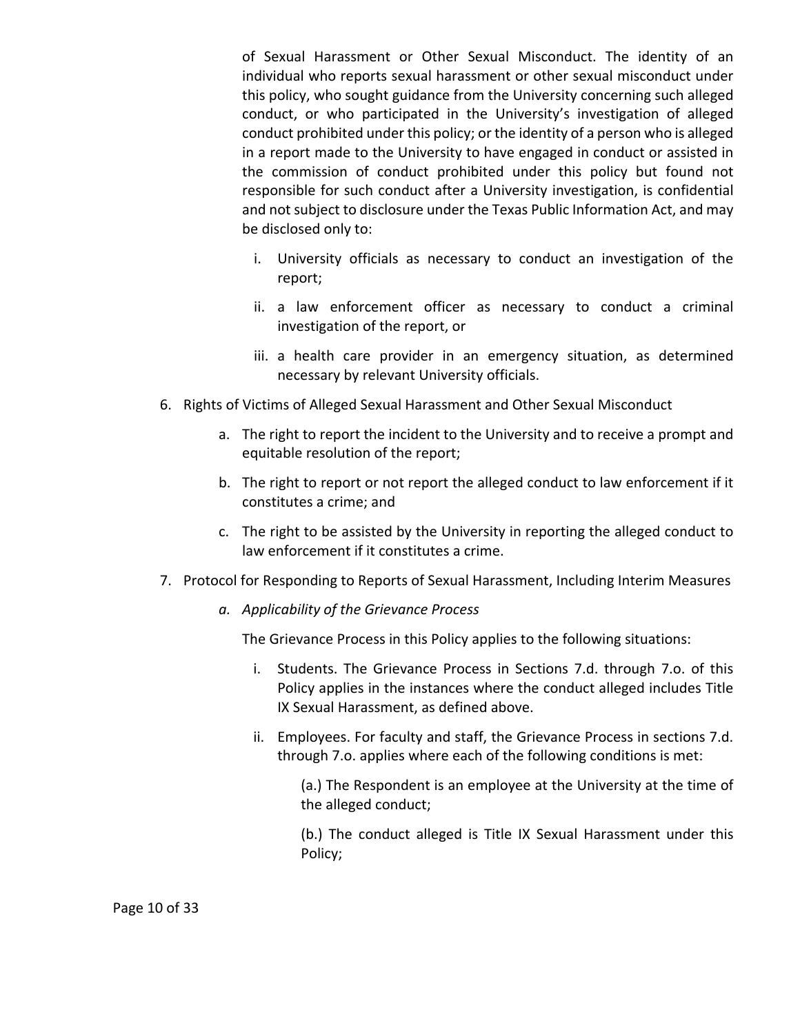of Sexual Harassment or Other Sexual Misconduct. The identity of an individual who reports sexual harassment or other sexual misconduct under this policy, who sought guidance from the University concerning such alleged conduct, or who participated in the University's investigation of alleged conduct prohibited under this policy; or the identity of a person who is alleged in a report made to the University to have engaged in conduct or assisted in the commission of conduct prohibited under this policy but found not responsible for such conduct after a University investigation, is confidential and not subject to disclosure under the Texas Public Information Act, and may be disclosed only to:

i. University officials as necessary to conduct an investigation of the report;

ii. a law enforcement officer as necessary to conduct a criminal investigation of the report, or

iii. a health care provider in an emergency situation, as determined necessary by relevant University officials.

6. Rights of Victims of Alleged Sexual Harassment and Other Sexual Misconduct

   a. The right to report the incident to the University and to receive a prompt and equitable resolution of the report;

   b. The right to report or not report the alleged conduct to law enforcement if it constitutes a crime; and

   c. The right to be assisted by the University in reporting the alleged conduct to law enforcement if it constitutes a crime.

7. Protocol for Responding to Reports of Sexual Harassment, Including Interim Measures

   *a. Applicability of the Grievance Process*

   The Grievance Process in this Policy applies to the following situations:

   i. Students. The Grievance Process in Sections 7.d. through 7.o. of this Policy applies in the instances where the conduct alleged includes Title IX Sexual Harassment, as defined above.

   ii. Employees. For faculty and staff, the Grievance Process in sections 7.d. through 7.o. applies where each of the following conditions is met:

   (a.) The Respondent is an employee at the University at the time of the alleged conduct;

   (b.) The conduct alleged is Title IX Sexual Harassment under this Policy;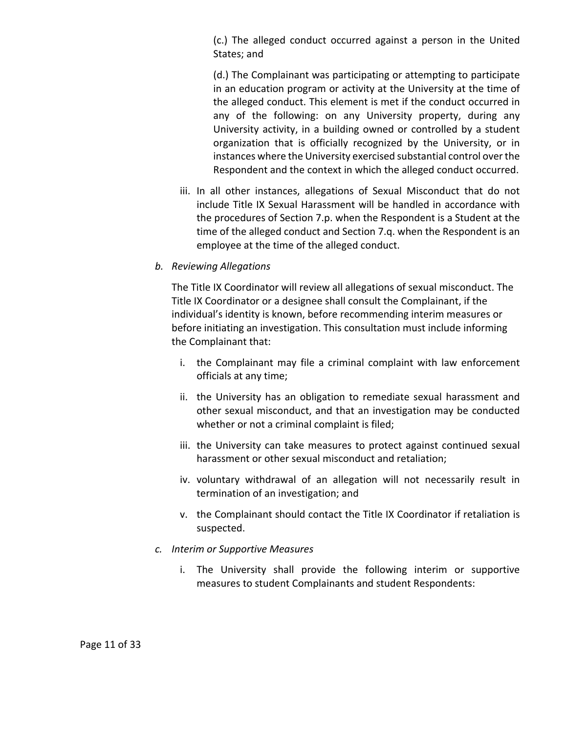(c.) The alleged conduct occurred against a person in the United States; and

(d.) The Complainant was participating or attempting to participate in an education program or activity at the University at the time of the alleged conduct. This element is met if the conduct occurred in any of the following: on any University property, during any University activity, in a building owned or controlled by a student organization that is officially recognized by the University, or in instances where the University exercised substantial control over the Respondent and the context in which the alleged conduct occurred.

iii. In all other instances, allegations of Sexual Misconduct that do not include Title IX Sexual Harassment will be handled in accordance with the procedures of Section 7.p. when the Respondent is a Student at the time of the alleged conduct and Section 7.q. when the Respondent is an employee at the time of the alleged conduct.

*b. Reviewing Allegations*

The Title IX Coordinator will review all allegations of sexual misconduct. The Title IX Coordinator or a designee shall consult the Complainant, if the individual's identity is known, before recommending interim measures or before initiating an investigation. This consultation must include informing the Complainant that:

i. the Complainant may file a criminal complaint with law enforcement officials at any time;

ii. the University has an obligation to remediate sexual harassment and other sexual misconduct, and that an investigation may be conducted whether or not a criminal complaint is filed;

iii. the University can take measures to protect against continued sexual harassment or other sexual misconduct and retaliation;

iv. voluntary withdrawal of an allegation will not necessarily result in termination of an investigation; and

v. the Complainant should contact the Title IX Coordinator if retaliation is suspected.

*c. Interim or Supportive Measures*

i. The University shall provide the following interim or supportive measures to student Complainants and student Respondents: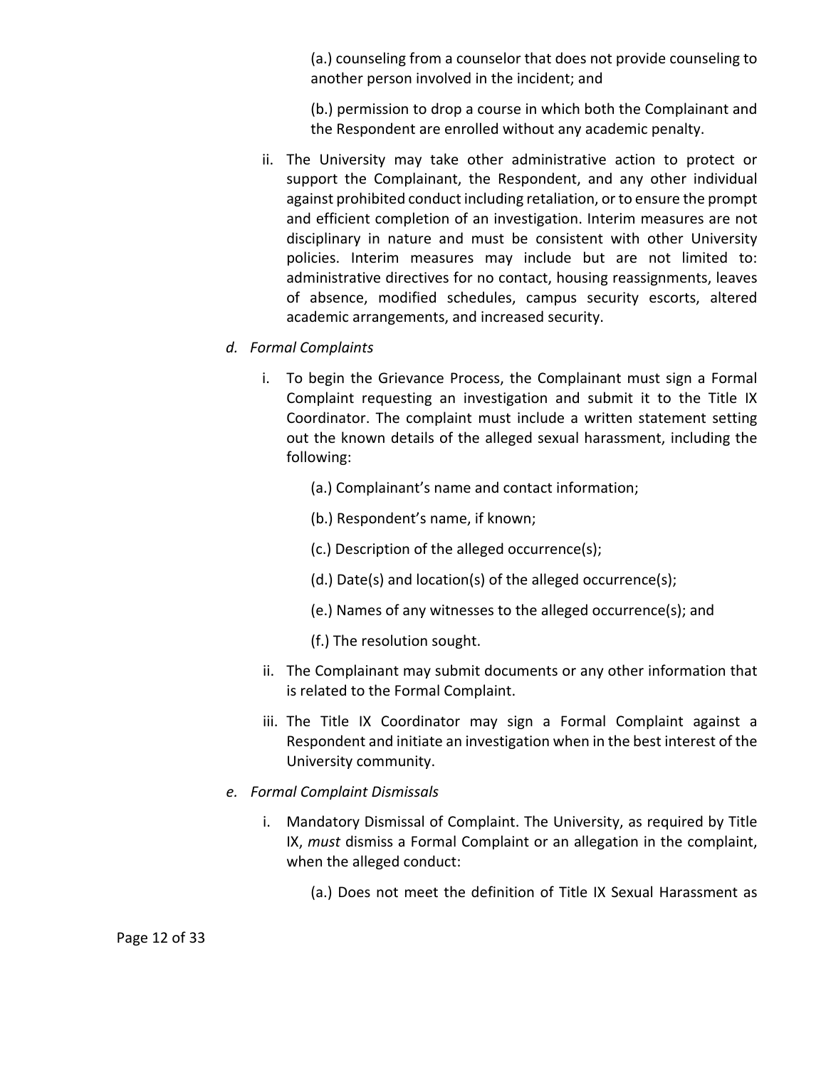(a.) counseling from a counselor that does not provide counseling to another person involved in the incident; and

(b.) permission to drop a course in which both the Complainant and the Respondent are enrolled without any academic penalty.

ii. The University may take other administrative action to protect or support the Complainant, the Respondent, and any other individual against prohibited conduct including retaliation, or to ensure the prompt and efficient completion of an investigation. Interim measures are not disciplinary in nature and must be consistent with other University policies. Interim measures may include but are not limited to: administrative directives for no contact, housing reassignments, leaves of absence, modified schedules, campus security escorts, altered academic arrangements, and increased security.

*d. Formal Complaints*

i. To begin the Grievance Process, the Complainant must sign a Formal Complaint requesting an investigation and submit it to the Title IX Coordinator. The complaint must include a written statement setting out the known details of the alleged sexual harassment, including the following:

(a.) Complainant's name and contact information;

(b.) Respondent's name, if known;

(c.) Description of the alleged occurrence(s);

(d.) Date(s) and location(s) of the alleged occurrence(s);

(e.) Names of any witnesses to the alleged occurrence(s); and

(f.) The resolution sought.

ii. The Complainant may submit documents or any other information that is related to the Formal Complaint.

iii. The Title IX Coordinator may sign a Formal Complaint against a Respondent and initiate an investigation when in the best interest of the University community.

*e. Formal Complaint Dismissals*

i. Mandatory Dismissal of Complaint. The University, as required by Title IX, *must* dismiss a Formal Complaint or an allegation in the complaint, when the alleged conduct:

(a.) Does not meet the definition of Title IX Sexual Harassment as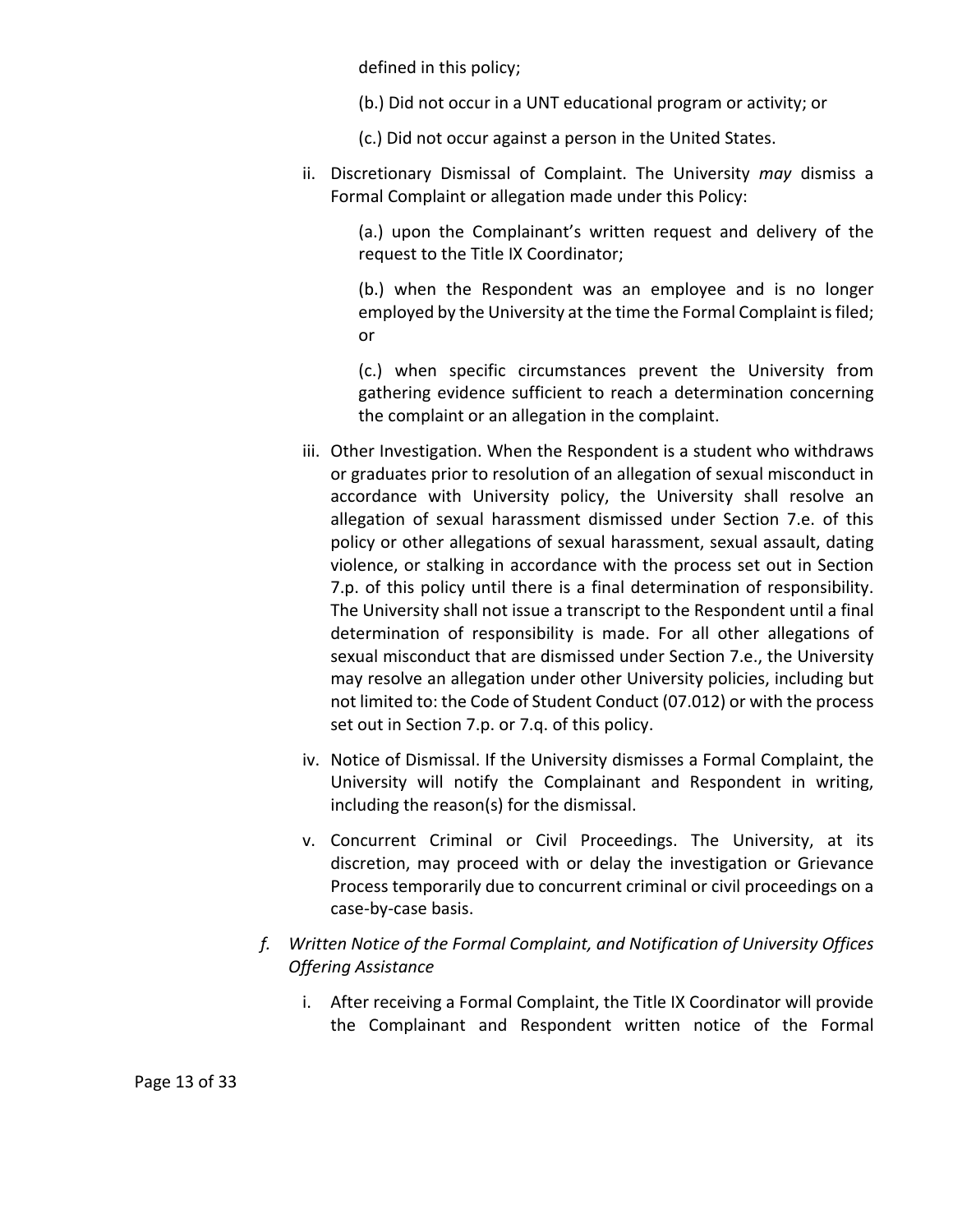defined in this policy;

(b.) Did not occur in a UNT educational program or activity; or

(c.) Did not occur against a person in the United States.

ii. Discretionary Dismissal of Complaint. The University *may* dismiss a Formal Complaint or allegation made under this Policy:

(a.) upon the Complainant's written request and delivery of the request to the Title IX Coordinator;

(b.) when the Respondent was an employee and is no longer employed by the University at the time the Formal Complaint is filed; or

(c.) when specific circumstances prevent the University from gathering evidence sufficient to reach a determination concerning the complaint or an allegation in the complaint.

iii. Other Investigation. When the Respondent is a student who withdraws or graduates prior to resolution of an allegation of sexual misconduct in accordance with University policy, the University shall resolve an allegation of sexual harassment dismissed under Section 7.e. of this policy or other allegations of sexual harassment, sexual assault, dating violence, or stalking in accordance with the process set out in Section 7.p. of this policy until there is a final determination of responsibility. The University shall not issue a transcript to the Respondent until a final determination of responsibility is made. For all other allegations of sexual misconduct that are dismissed under Section 7.e., the University may resolve an allegation under other University policies, including but not limited to: the Code of Student Conduct (07.012) or with the process set out in Section 7.p. or 7.q. of this policy.

iv. Notice of Dismissal. If the University dismisses a Formal Complaint, the University will notify the Complainant and Respondent in writing, including the reason(s) for the dismissal.

v. Concurrent Criminal or Civil Proceedings. The University, at its discretion, may proceed with or delay the investigation or Grievance Process temporarily due to concurrent criminal or civil proceedings on a case-by-case basis.

*f. Written Notice of the Formal Complaint, and Notification of University Offices Offering Assistance*

i. After receiving a Formal Complaint, the Title IX Coordinator will provide the Complainant and Respondent written notice of the Formal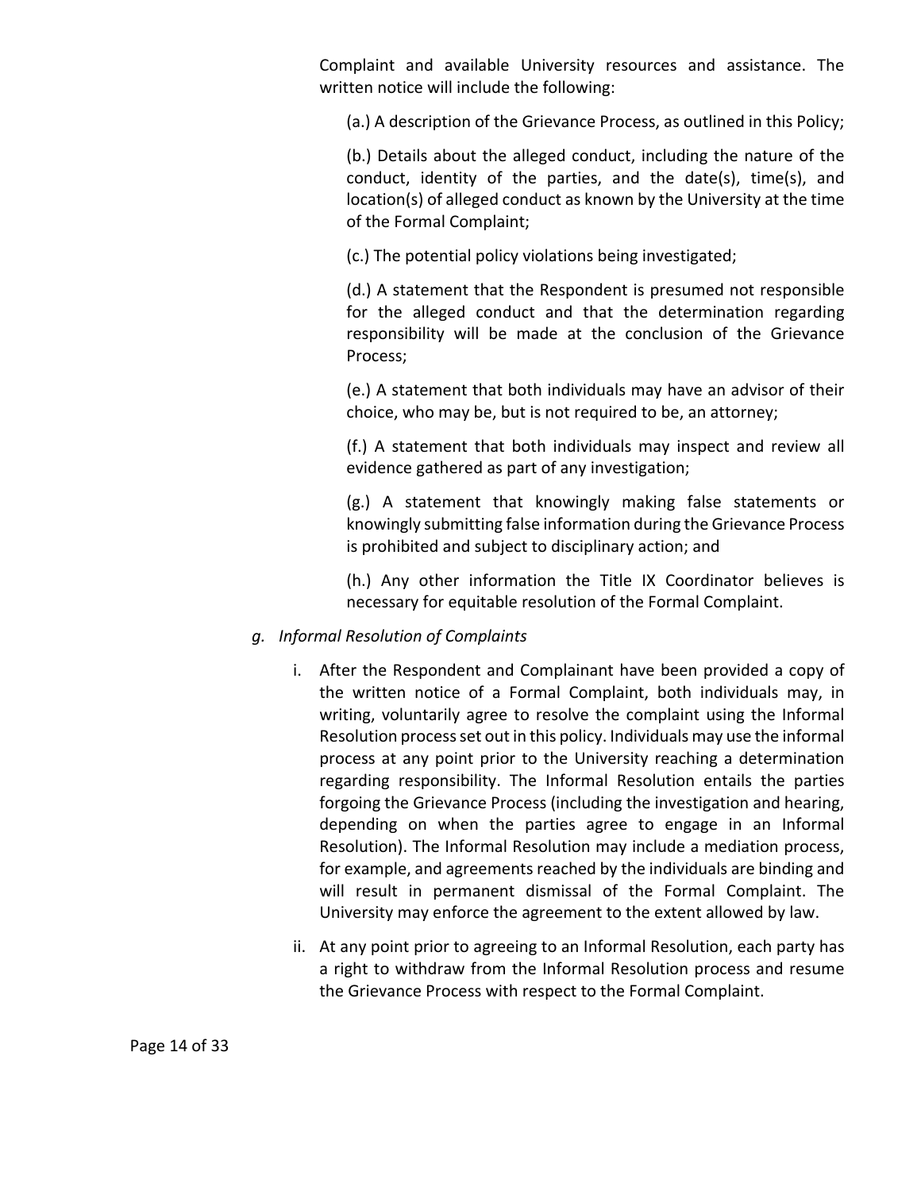Complaint and available University resources and assistance. The written notice will include the following:

(a.) A description of the Grievance Process, as outlined in this Policy;

(b.) Details about the alleged conduct, including the nature of the conduct, identity of the parties, and the date(s), time(s), and location(s) of alleged conduct as known by the University at the time of the Formal Complaint;

(c.) The potential policy violations being investigated;

(d.) A statement that the Respondent is presumed not responsible for the alleged conduct and that the determination regarding responsibility will be made at the conclusion of the Grievance Process;

(e.) A statement that both individuals may have an advisor of their choice, who may be, but is not required to be, an attorney;

(f.) A statement that both individuals may inspect and review all evidence gathered as part of any investigation;

(g.) A statement that knowingly making false statements or knowingly submitting false information during the Grievance Process is prohibited and subject to disciplinary action; and

(h.) Any other information the Title IX Coordinator believes is necessary for equitable resolution of the Formal Complaint.

g. *Informal Resolution of Complaints*

i. After the Respondent and Complainant have been provided a copy of the written notice of a Formal Complaint, both individuals may, in writing, voluntarily agree to resolve the complaint using the Informal Resolution process set out in this policy. Individuals may use the informal process at any point prior to the University reaching a determination regarding responsibility. The Informal Resolution entails the parties forgoing the Grievance Process (including the investigation and hearing, depending on when the parties agree to engage in an Informal Resolution). The Informal Resolution may include a mediation process, for example, and agreements reached by the individuals are binding and will result in permanent dismissal of the Formal Complaint. The University may enforce the agreement to the extent allowed by law.

ii. At any point prior to agreeing to an Informal Resolution, each party has a right to withdraw from the Informal Resolution process and resume the Grievance Process with respect to the Formal Complaint.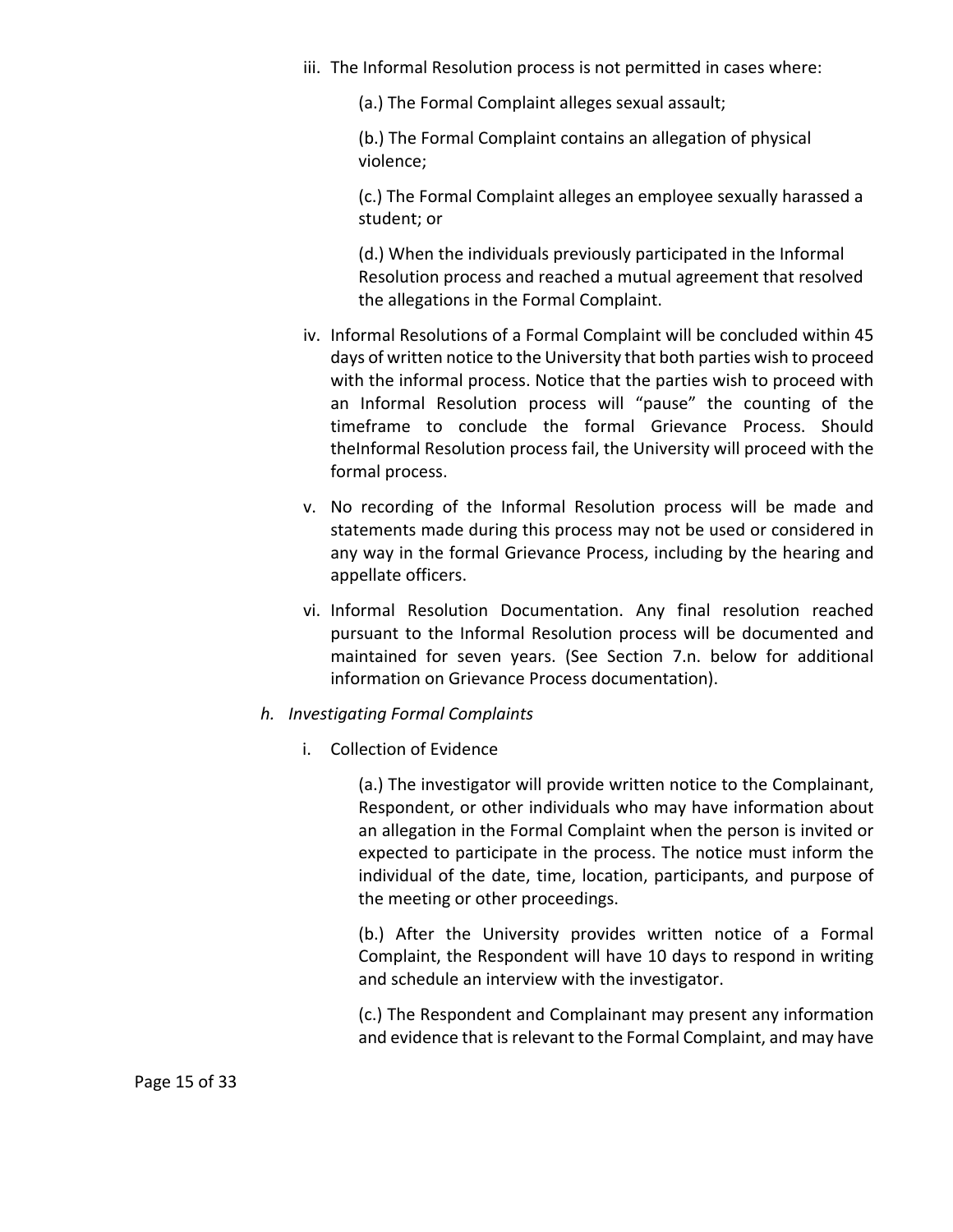iii. The Informal Resolution process is not permitted in cases where:

(a.) The Formal Complaint alleges sexual assault;

(b.) The Formal Complaint contains an allegation of physical violence;

(c.) The Formal Complaint alleges an employee sexually harassed a student; or

(d.) When the individuals previously participated in the Informal Resolution process and reached a mutual agreement that resolved the allegations in the Formal Complaint.

iv. Informal Resolutions of a Formal Complaint will be concluded within 45 days of written notice to the University that both parties wish to proceed with the informal process. Notice that the parties wish to proceed with an Informal Resolution process will "pause" the counting of the timeframe to conclude the formal Grievance Process. Should theInformal Resolution process fail, the University will proceed with the formal process.

v. No recording of the Informal Resolution process will be made and statements made during this process may not be used or considered in any way in the formal Grievance Process, including by the hearing and appellate officers.

vi. Informal Resolution Documentation. Any final resolution reached pursuant to the Informal Resolution process will be documented and maintained for seven years. (See Section 7.n. below for additional information on Grievance Process documentation).

*h. Investigating Formal Complaints*

i. Collection of Evidence

(a.) The investigator will provide written notice to the Complainant, Respondent, or other individuals who may have information about an allegation in the Formal Complaint when the person is invited or expected to participate in the process. The notice must inform the individual of the date, time, location, participants, and purpose of the meeting or other proceedings.

(b.) After the University provides written notice of a Formal Complaint, the Respondent will have 10 days to respond in writing and schedule an interview with the investigator.

(c.) The Respondent and Complainant may present any information and evidence that is relevant to the Formal Complaint, and may have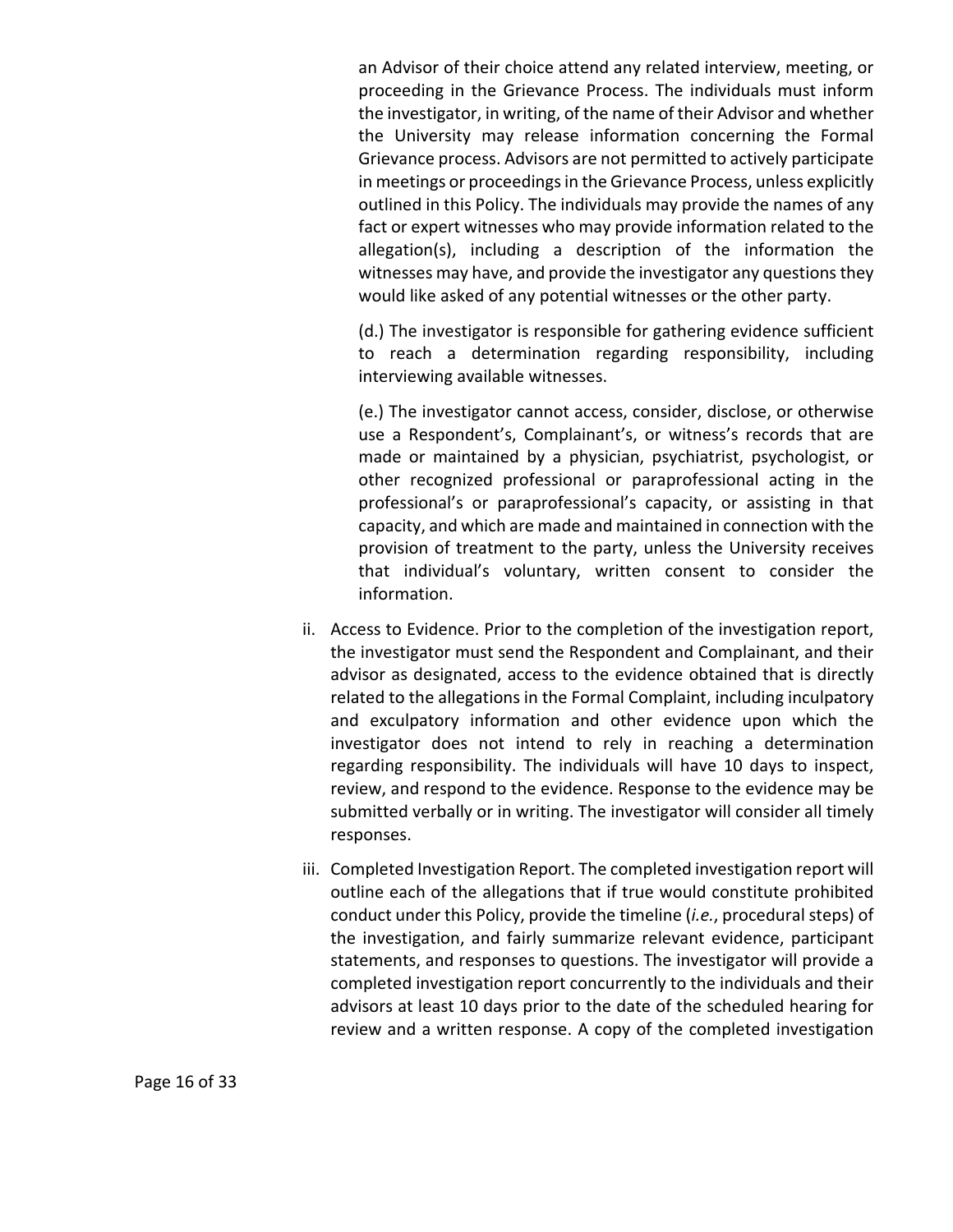an Advisor of their choice attend any related interview, meeting, or proceeding in the Grievance Process. The individuals must inform the investigator, in writing, of the name of their Advisor and whether the University may release information concerning the Formal Grievance process. Advisors are not permitted to actively participate in meetings or proceedings in the Grievance Process, unless explicitly outlined in this Policy. The individuals may provide the names of any fact or expert witnesses who may provide information related to the allegation(s), including a description of the information the witnesses may have, and provide the investigator any questions they would like asked of any potential witnesses or the other party.

(d.) The investigator is responsible for gathering evidence sufficient to reach a determination regarding responsibility, including interviewing available witnesses.

(e.) The investigator cannot access, consider, disclose, or otherwise use a Respondent's, Complainant's, or witness's records that are made or maintained by a physician, psychiatrist, psychologist, or other recognized professional or paraprofessional acting in the professional's or paraprofessional's capacity, or assisting in that capacity, and which are made and maintained in connection with the provision of treatment to the party, unless the University receives that individual's voluntary, written consent to consider the information.

ii. Access to Evidence. Prior to the completion of the investigation report, the investigator must send the Respondent and Complainant, and their advisor as designated, access to the evidence obtained that is directly related to the allegations in the Formal Complaint, including inculpatory and exculpatory information and other evidence upon which the investigator does not intend to rely in reaching a determination regarding responsibility. The individuals will have 10 days to inspect, review, and respond to the evidence. Response to the evidence may be submitted verbally or in writing. The investigator will consider all timely responses.

iii. Completed Investigation Report. The completed investigation report will outline each of the allegations that if true would constitute prohibited conduct under this Policy, provide the timeline (*i.e.*, procedural steps) of the investigation, and fairly summarize relevant evidence, participant statements, and responses to questions. The investigator will provide a completed investigation report concurrently to the individuals and their advisors at least 10 days prior to the date of the scheduled hearing for review and a written response. A copy of the completed investigation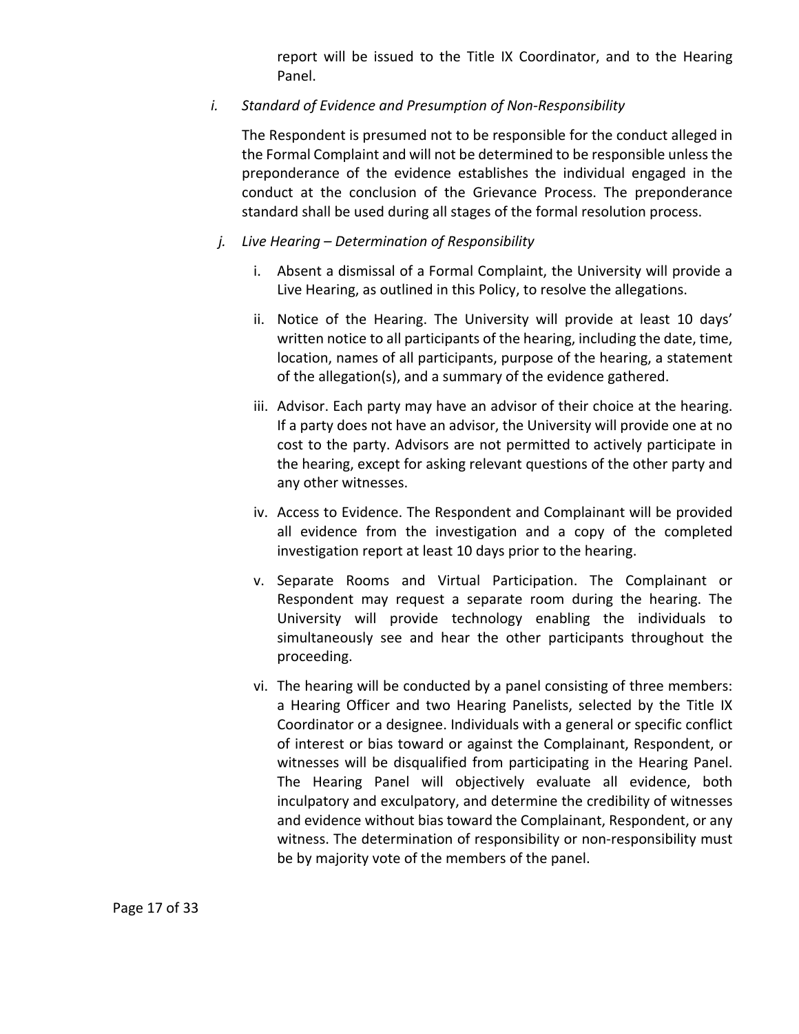report will be issued to the Title IX Coordinator, and to the Hearing Panel.

*i. Standard of Evidence and Presumption of Non-Responsibility*

The Respondent is presumed not to be responsible for the conduct alleged in the Formal Complaint and will not be determined to be responsible unless the preponderance of the evidence establishes the individual engaged in the conduct at the conclusion of the Grievance Process. The preponderance standard shall be used during all stages of the formal resolution process.

*j. Live Hearing – Determination of Responsibility*

i. Absent a dismissal of a Formal Complaint, the University will provide a Live Hearing, as outlined in this Policy, to resolve the allegations.

ii. Notice of the Hearing. The University will provide at least 10 days' written notice to all participants of the hearing, including the date, time, location, names of all participants, purpose of the hearing, a statement of the allegation(s), and a summary of the evidence gathered.

iii. Advisor. Each party may have an advisor of their choice at the hearing. If a party does not have an advisor, the University will provide one at no cost to the party. Advisors are not permitted to actively participate in the hearing, except for asking relevant questions of the other party and any other witnesses.

iv. Access to Evidence. The Respondent and Complainant will be provided all evidence from the investigation and a copy of the completed investigation report at least 10 days prior to the hearing.

v. Separate Rooms and Virtual Participation. The Complainant or Respondent may request a separate room during the hearing. The University will provide technology enabling the individuals to simultaneously see and hear the other participants throughout the proceeding.

vi. The hearing will be conducted by a panel consisting of three members: a Hearing Officer and two Hearing Panelists, selected by the Title IX Coordinator or a designee. Individuals with a general or specific conflict of interest or bias toward or against the Complainant, Respondent, or witnesses will be disqualified from participating in the Hearing Panel. The Hearing Panel will objectively evaluate all evidence, both inculpatory and exculpatory, and determine the credibility of witnesses and evidence without bias toward the Complainant, Respondent, or any witness. The determination of responsibility or non-responsibility must be by majority vote of the members of the panel.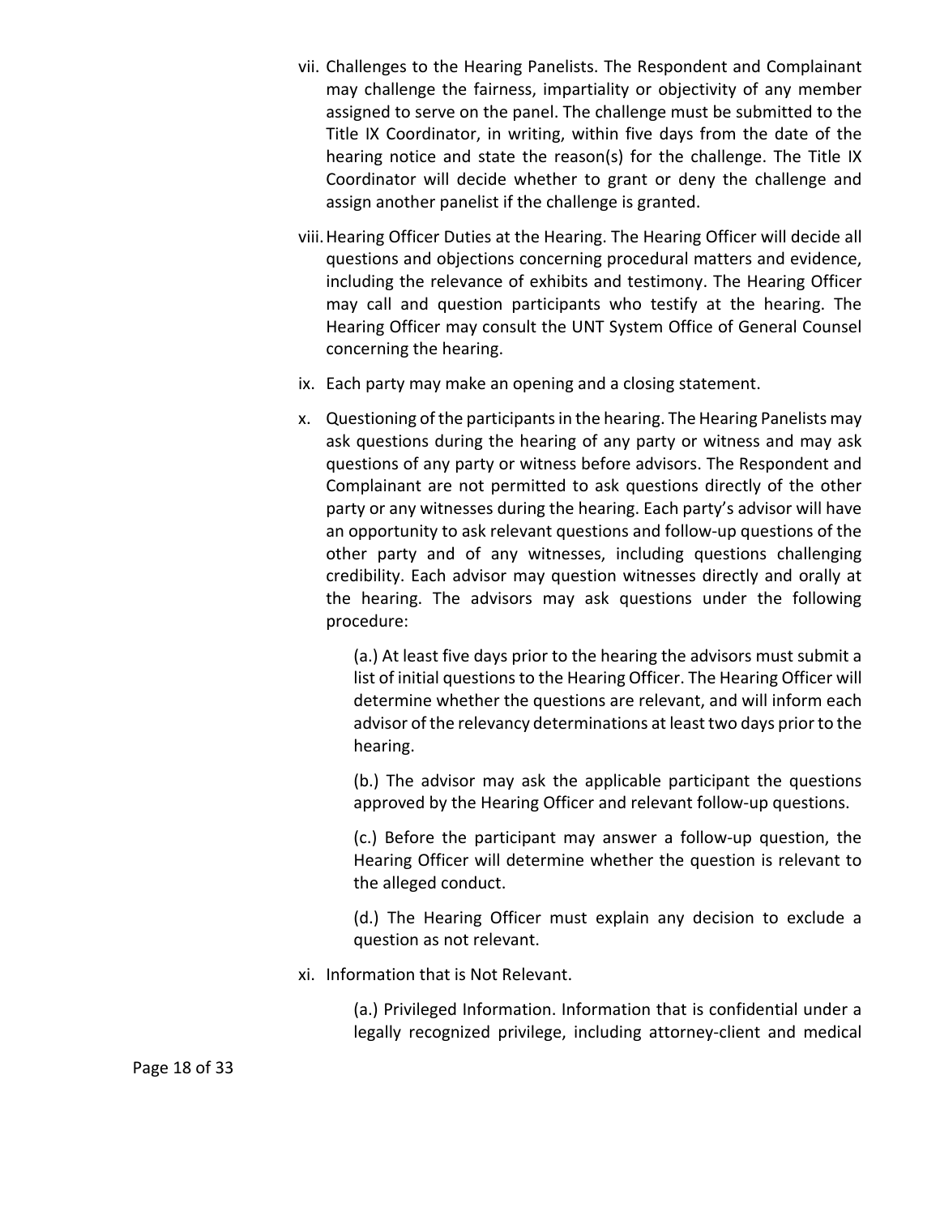vii. Challenges to the Hearing Panelists. The Respondent and Complainant may challenge the fairness, impartiality or objectivity of any member assigned to serve on the panel. The challenge must be submitted to the Title IX Coordinator, in writing, within five days from the date of the hearing notice and state the reason(s) for the challenge. The Title IX Coordinator will decide whether to grant or deny the challenge and assign another panelist if the challenge is granted.

viii. Hearing Officer Duties at the Hearing. The Hearing Officer will decide all questions and objections concerning procedural matters and evidence, including the relevance of exhibits and testimony. The Hearing Officer may call and question participants who testify at the hearing. The Hearing Officer may consult the UNT System Office of General Counsel concerning the hearing.

ix. Each party may make an opening and a closing statement.

x. Questioning of the participants in the hearing. The Hearing Panelists may ask questions during the hearing of any party or witness and may ask questions of any party or witness before advisors. The Respondent and Complainant are not permitted to ask questions directly of the other party or any witnesses during the hearing. Each party's advisor will have an opportunity to ask relevant questions and follow-up questions of the other party and of any witnesses, including questions challenging credibility. Each advisor may question witnesses directly and orally at the hearing. The advisors may ask questions under the following procedure:

  (a.) At least five days prior to the hearing the advisors must submit a list of initial questions to the Hearing Officer. The Hearing Officer will determine whether the questions are relevant, and will inform each advisor of the relevancy determinations at least two days prior to the hearing.

  (b.) The advisor may ask the applicable participant the questions approved by the Hearing Officer and relevant follow-up questions.

  (c.) Before the participant may answer a follow-up question, the Hearing Officer will determine whether the question is relevant to the alleged conduct.

  (d.) The Hearing Officer must explain any decision to exclude a question as not relevant.

xi. Information that is Not Relevant.

  (a.) Privileged Information. Information that is confidential under a legally recognized privilege, including attorney-client and medical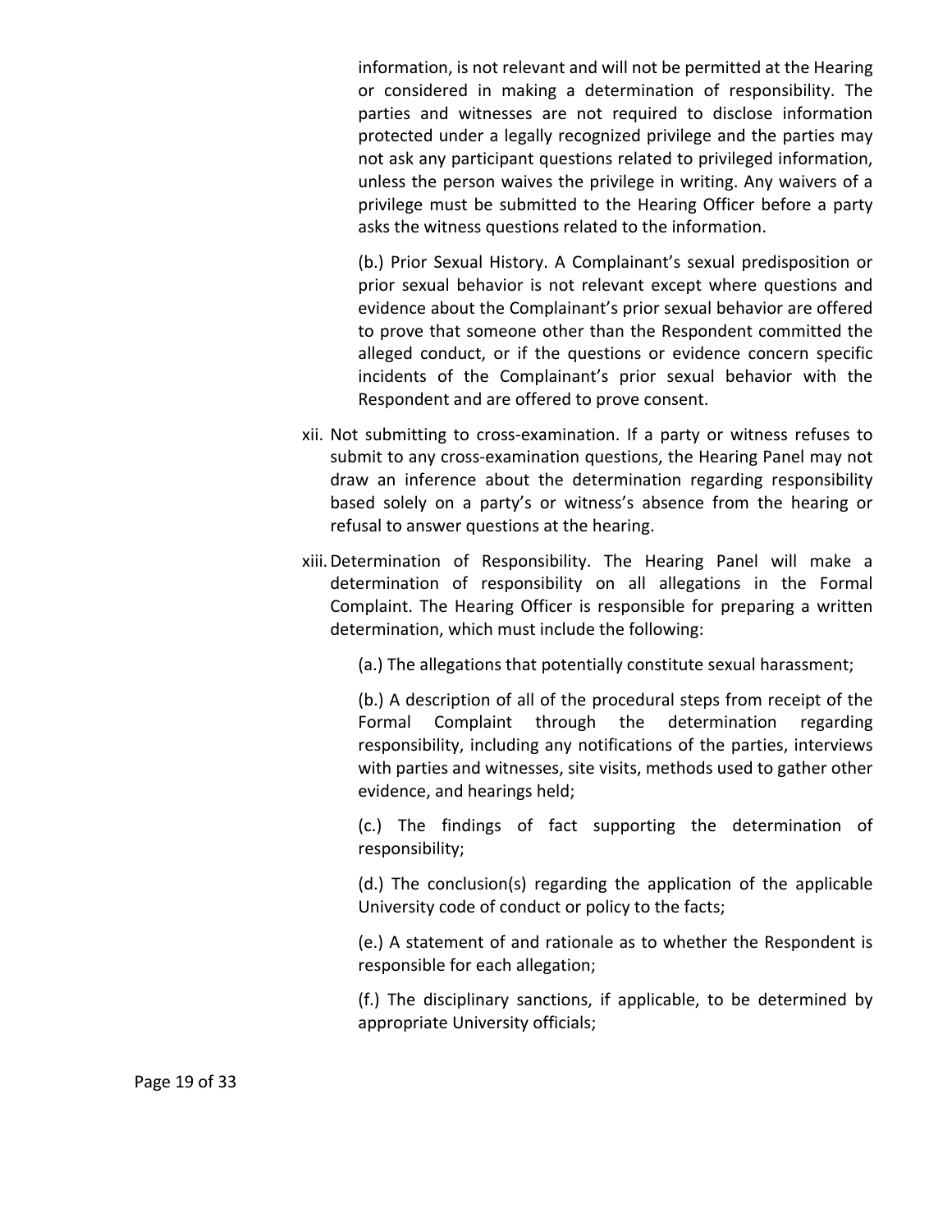information, is not relevant and will not be permitted at the Hearing or considered in making a determination of responsibility. The parties and witnesses are not required to disclose information protected under a legally recognized privilege and the parties may not ask any participant questions related to privileged information, unless the person waives the privilege in writing. Any waivers of a privilege must be submitted to the Hearing Officer before a party asks the witness questions related to the information.

(b.) Prior Sexual History. A Complainant's sexual predisposition or prior sexual behavior is not relevant except where questions and evidence about the Complainant's prior sexual behavior are offered to prove that someone other than the Respondent committed the alleged conduct, or if the questions or evidence concern specific incidents of the Complainant's prior sexual behavior with the Respondent and are offered to prove consent.

xii. Not submitting to cross-examination. If a party or witness refuses to submit to any cross-examination questions, the Hearing Panel may not draw an inference about the determination regarding responsibility based solely on a party's or witness's absence from the hearing or refusal to answer questions at the hearing.

xiii. Determination of Responsibility. The Hearing Panel will make a determination of responsibility on all allegations in the Formal Complaint. The Hearing Officer is responsible for preparing a written determination, which must include the following:

(a.) The allegations that potentially constitute sexual harassment;

(b.) A description of all of the procedural steps from receipt of the Formal Complaint through the determination regarding responsibility, including any notifications of the parties, interviews with parties and witnesses, site visits, methods used to gather other evidence, and hearings held;

(c.) The findings of fact supporting the determination of responsibility;

(d.) The conclusion(s) regarding the application of the applicable University code of conduct or policy to the facts;

(e.) A statement of and rationale as to whether the Respondent is responsible for each allegation;

(f.) The disciplinary sanctions, if applicable, to be determined by appropriate University officials;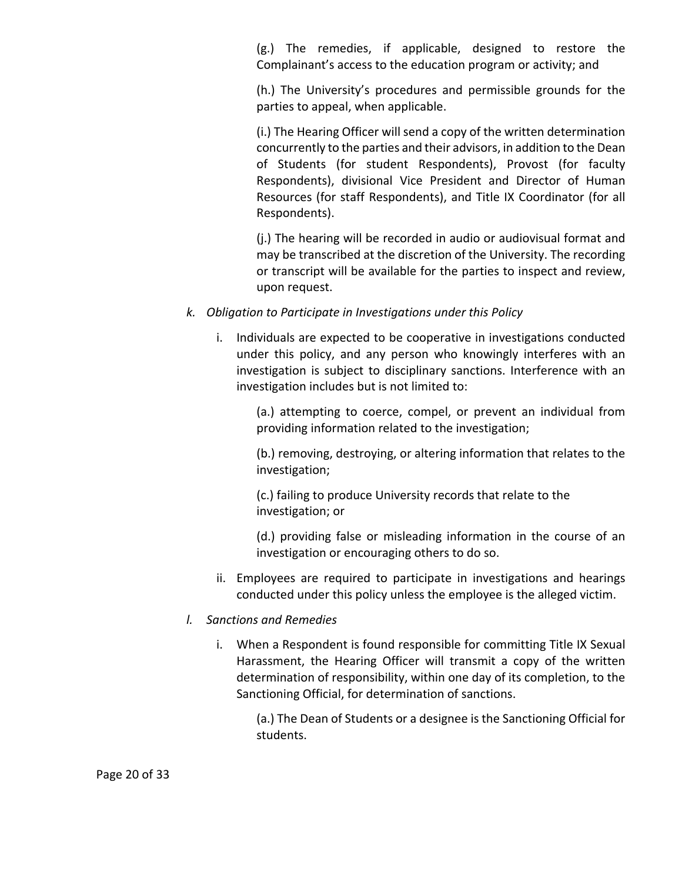(g.) The remedies, if applicable, designed to restore the Complainant's access to the education program or activity; and

(h.) The University's procedures and permissible grounds for the parties to appeal, when applicable.

(i.) The Hearing Officer will send a copy of the written determination concurrently to the parties and their advisors, in addition to the Dean of Students (for student Respondents), Provost (for faculty Respondents), divisional Vice President and Director of Human Resources (for staff Respondents), and Title IX Coordinator (for all Respondents).

(j.) The hearing will be recorded in audio or audiovisual format and may be transcribed at the discretion of the University. The recording or transcript will be available for the parties to inspect and review, upon request.

k. *Obligation to Participate in Investigations under this Policy*

   i. Individuals are expected to be cooperative in investigations conducted under this policy, and any person who knowingly interferes with an investigation is subject to disciplinary sanctions. Interference with an investigation includes but is not limited to:

      (a.) attempting to coerce, compel, or prevent an individual from providing information related to the investigation;

      (b.) removing, destroying, or altering information that relates to the investigation;

      (c.) failing to produce University records that relate to the investigation; or

      (d.) providing false or misleading information in the course of an investigation or encouraging others to do so.

   ii. Employees are required to participate in investigations and hearings conducted under this policy unless the employee is the alleged victim.

l. *Sanctions and Remedies*

   i. When a Respondent is found responsible for committing Title IX Sexual Harassment, the Hearing Officer will transmit a copy of the written determination of responsibility, within one day of its completion, to the Sanctioning Official, for determination of sanctions.

      (a.) The Dean of Students or a designee is the Sanctioning Official for students.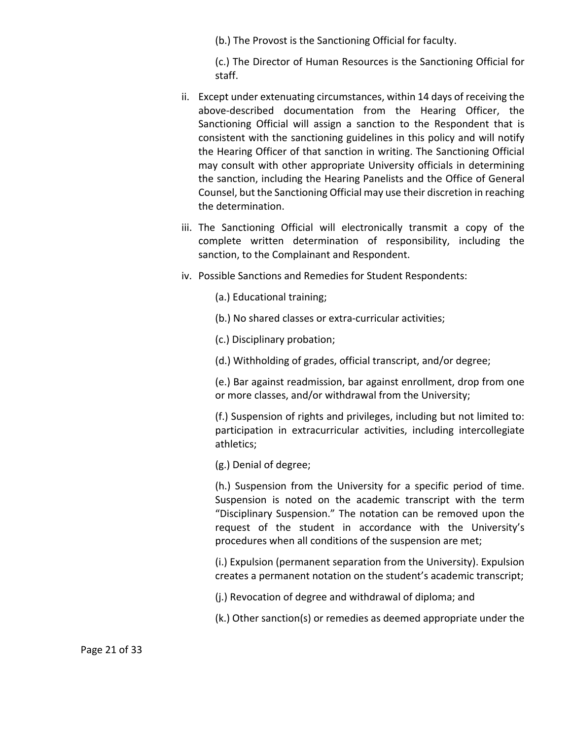(b.) The Provost is the Sanctioning Official for faculty.

(c.) The Director of Human Resources is the Sanctioning Official for staff.

ii. Except under extenuating circumstances, within 14 days of receiving the above-described documentation from the Hearing Officer, the Sanctioning Official will assign a sanction to the Respondent that is consistent with the sanctioning guidelines in this policy and will notify the Hearing Officer of that sanction in writing. The Sanctioning Official may consult with other appropriate University officials in determining the sanction, including the Hearing Panelists and the Office of General Counsel, but the Sanctioning Official may use their discretion in reaching the determination.

iii. The Sanctioning Official will electronically transmit a copy of the complete written determination of responsibility, including the sanction, to the Complainant and Respondent.

iv. Possible Sanctions and Remedies for Student Respondents:

(a.) Educational training;

(b.) No shared classes or extra-curricular activities;

(c.) Disciplinary probation;

(d.) Withholding of grades, official transcript, and/or degree;

(e.) Bar against readmission, bar against enrollment, drop from one or more classes, and/or withdrawal from the University;

(f.) Suspension of rights and privileges, including but not limited to: participation in extracurricular activities, including intercollegiate athletics;

(g.) Denial of degree;

(h.) Suspension from the University for a specific period of time. Suspension is noted on the academic transcript with the term "Disciplinary Suspension." The notation can be removed upon the request of the student in accordance with the University's procedures when all conditions of the suspension are met;

(i.) Expulsion (permanent separation from the University). Expulsion creates a permanent notation on the student's academic transcript;

(j.) Revocation of degree and withdrawal of diploma; and

(k.) Other sanction(s) or remedies as deemed appropriate under the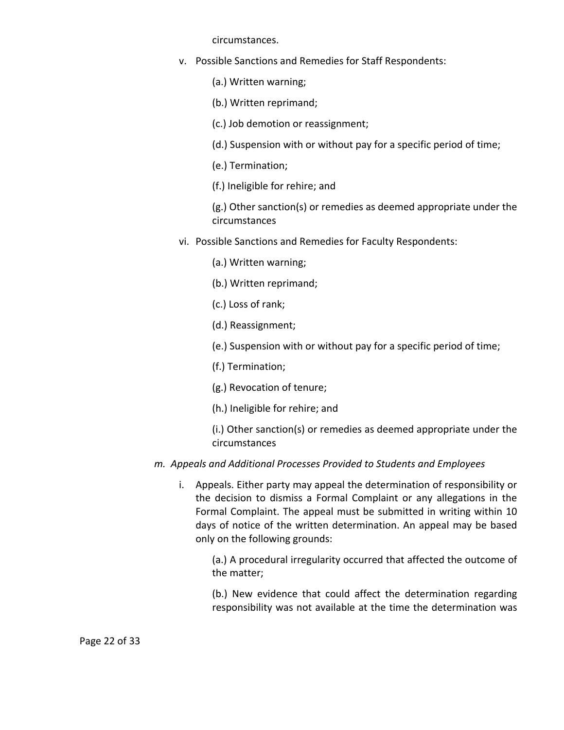circumstances.

v. Possible Sanctions and Remedies for Staff Respondents:

(a.) Written warning;

(b.) Written reprimand;

(c.) Job demotion or reassignment;

(d.) Suspension with or without pay for a specific period of time;

(e.) Termination;

(f.) Ineligible for rehire; and

(g.) Other sanction(s) or remedies as deemed appropriate under the circumstances

vi. Possible Sanctions and Remedies for Faculty Respondents:

(a.) Written warning;

(b.) Written reprimand;

(c.) Loss of rank;

(d.) Reassignment;

(e.) Suspension with or without pay for a specific period of time;

(f.) Termination;

(g.) Revocation of tenure;

(h.) Ineligible for rehire; and

(i.) Other sanction(s) or remedies as deemed appropriate under the circumstances

*m. Appeals and Additional Processes Provided to Students and Employees*

i. Appeals. Either party may appeal the determination of responsibility or the decision to dismiss a Formal Complaint or any allegations in the Formal Complaint. The appeal must be submitted in writing within 10 days of notice of the written determination. An appeal may be based only on the following grounds:

(a.) A procedural irregularity occurred that affected the outcome of the matter;

(b.) New evidence that could affect the determination regarding responsibility was not available at the time the determination was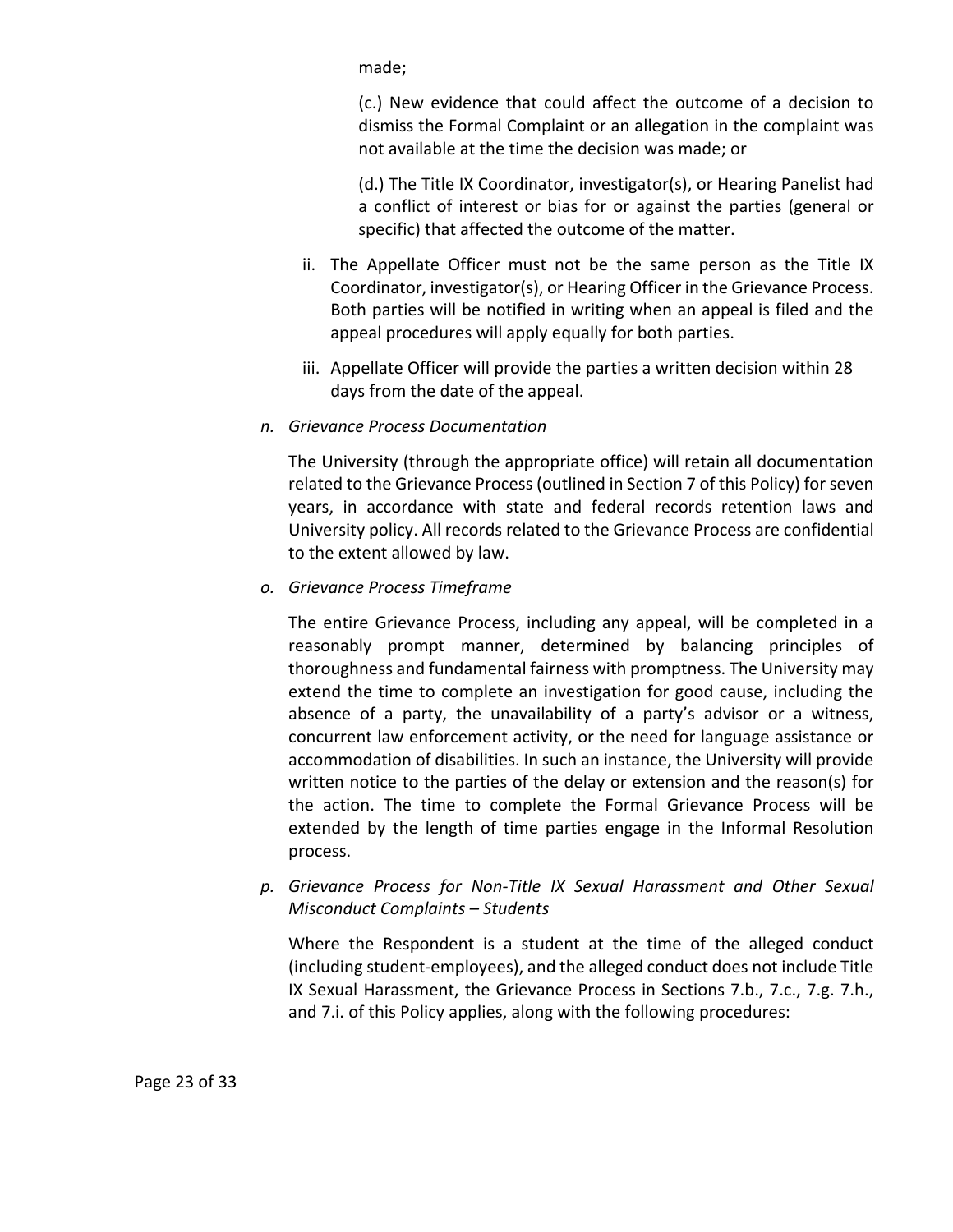made;

(c.) New evidence that could affect the outcome of a decision to dismiss the Formal Complaint or an allegation in the complaint was not available at the time the decision was made; or

(d.) The Title IX Coordinator, investigator(s), or Hearing Panelist had a conflict of interest or bias for or against the parties (general or specific) that affected the outcome of the matter.

ii. The Appellate Officer must not be the same person as the Title IX Coordinator, investigator(s), or Hearing Officer in the Grievance Process. Both parties will be notified in writing when an appeal is filed and the appeal procedures will apply equally for both parties.

iii. Appellate Officer will provide the parties a written decision within 28 days from the date of the appeal.

*n. Grievance Process Documentation*

The University (through the appropriate office) will retain all documentation related to the Grievance Process (outlined in Section 7 of this Policy) for seven years, in accordance with state and federal records retention laws and University policy. All records related to the Grievance Process are confidential to the extent allowed by law.

*o. Grievance Process Timeframe*

The entire Grievance Process, including any appeal, will be completed in a reasonably prompt manner, determined by balancing principles of thoroughness and fundamental fairness with promptness. The University may extend the time to complete an investigation for good cause, including the absence of a party, the unavailability of a party's advisor or a witness, concurrent law enforcement activity, or the need for language assistance or accommodation of disabilities. In such an instance, the University will provide written notice to the parties of the delay or extension and the reason(s) for the action. The time to complete the Formal Grievance Process will be extended by the length of time parties engage in the Informal Resolution process.

*p. Grievance Process for Non-Title IX Sexual Harassment and Other Sexual Misconduct Complaints – Students*

Where the Respondent is a student at the time of the alleged conduct (including student-employees), and the alleged conduct does not include Title IX Sexual Harassment, the Grievance Process in Sections 7.b., 7.c., 7.g. 7.h., and 7.i. of this Policy applies, along with the following procedures: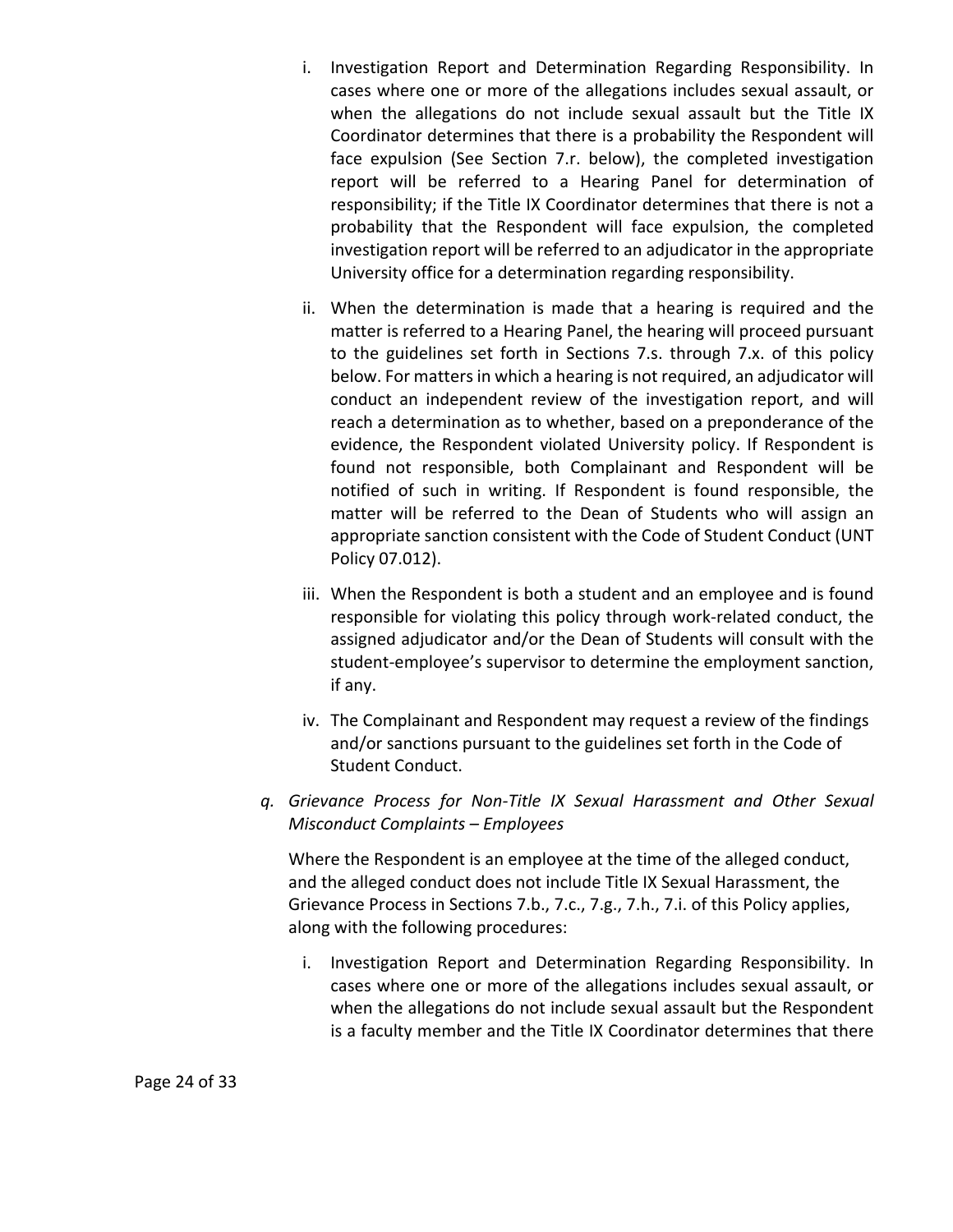i. Investigation Report and Determination Regarding Responsibility. In cases where one or more of the allegations includes sexual assault, or when the allegations do not include sexual assault but the Title IX Coordinator determines that there is a probability the Respondent will face expulsion (See Section 7.r. below), the completed investigation report will be referred to a Hearing Panel for determination of responsibility; if the Title IX Coordinator determines that there is not a probability that the Respondent will face expulsion, the completed investigation report will be referred to an adjudicator in the appropriate University office for a determination regarding responsibility.

ii. When the determination is made that a hearing is required and the matter is referred to a Hearing Panel, the hearing will proceed pursuant to the guidelines set forth in Sections 7.s. through 7.x. of this policy below. For matters in which a hearing is not required, an adjudicator will conduct an independent review of the investigation report, and will reach a determination as to whether, based on a preponderance of the evidence, the Respondent violated University policy. If Respondent is found not responsible, both Complainant and Respondent will be notified of such in writing. If Respondent is found responsible, the matter will be referred to the Dean of Students who will assign an appropriate sanction consistent with the Code of Student Conduct (UNT Policy 07.012).

iii. When the Respondent is both a student and an employee and is found responsible for violating this policy through work-related conduct, the assigned adjudicator and/or the Dean of Students will consult with the student-employee's supervisor to determine the employment sanction, if any.

iv. The Complainant and Respondent may request a review of the findings and/or sanctions pursuant to the guidelines set forth in the Code of Student Conduct.

*q. Grievance Process for Non-Title IX Sexual Harassment and Other Sexual Misconduct Complaints – Employees*

Where the Respondent is an employee at the time of the alleged conduct, and the alleged conduct does not include Title IX Sexual Harassment, the Grievance Process in Sections 7.b., 7.c., 7.g., 7.h., 7.i. of this Policy applies, along with the following procedures:

i. Investigation Report and Determination Regarding Responsibility. In cases where one or more of the allegations includes sexual assault, or when the allegations do not include sexual assault but the Respondent is a faculty member and the Title IX Coordinator determines that there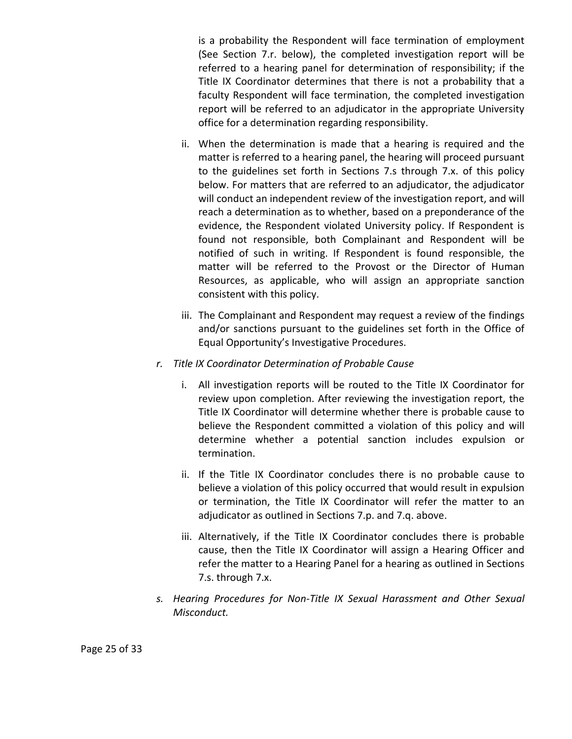is a probability the Respondent will face termination of employment (See Section 7.r. below), the completed investigation report will be referred to a hearing panel for determination of responsibility; if the Title IX Coordinator determines that there is not a probability that a faculty Respondent will face termination, the completed investigation report will be referred to an adjudicator in the appropriate University office for a determination regarding responsibility.

ii. When the determination is made that a hearing is required and the matter is referred to a hearing panel, the hearing will proceed pursuant to the guidelines set forth in Sections 7.s through 7.x. of this policy below. For matters that are referred to an adjudicator, the adjudicator will conduct an independent review of the investigation report, and will reach a determination as to whether, based on a preponderance of the evidence, the Respondent violated University policy. If Respondent is found not responsible, both Complainant and Respondent will be notified of such in writing. If Respondent is found responsible, the matter will be referred to the Provost or the Director of Human Resources, as applicable, who will assign an appropriate sanction consistent with this policy.

iii. The Complainant and Respondent may request a review of the findings and/or sanctions pursuant to the guidelines set forth in the Office of Equal Opportunity's Investigative Procedures.

*r. Title IX Coordinator Determination of Probable Cause*

i. All investigation reports will be routed to the Title IX Coordinator for review upon completion. After reviewing the investigation report, the Title IX Coordinator will determine whether there is probable cause to believe the Respondent committed a violation of this policy and will determine whether a potential sanction includes expulsion or termination.

ii. If the Title IX Coordinator concludes there is no probable cause to believe a violation of this policy occurred that would result in expulsion or termination, the Title IX Coordinator will refer the matter to an adjudicator as outlined in Sections 7.p. and 7.q. above.

iii. Alternatively, if the Title IX Coordinator concludes there is probable cause, then the Title IX Coordinator will assign a Hearing Officer and refer the matter to a Hearing Panel for a hearing as outlined in Sections 7.s. through 7.x.

*s. Hearing Procedures for Non-Title IX Sexual Harassment and Other Sexual Misconduct.*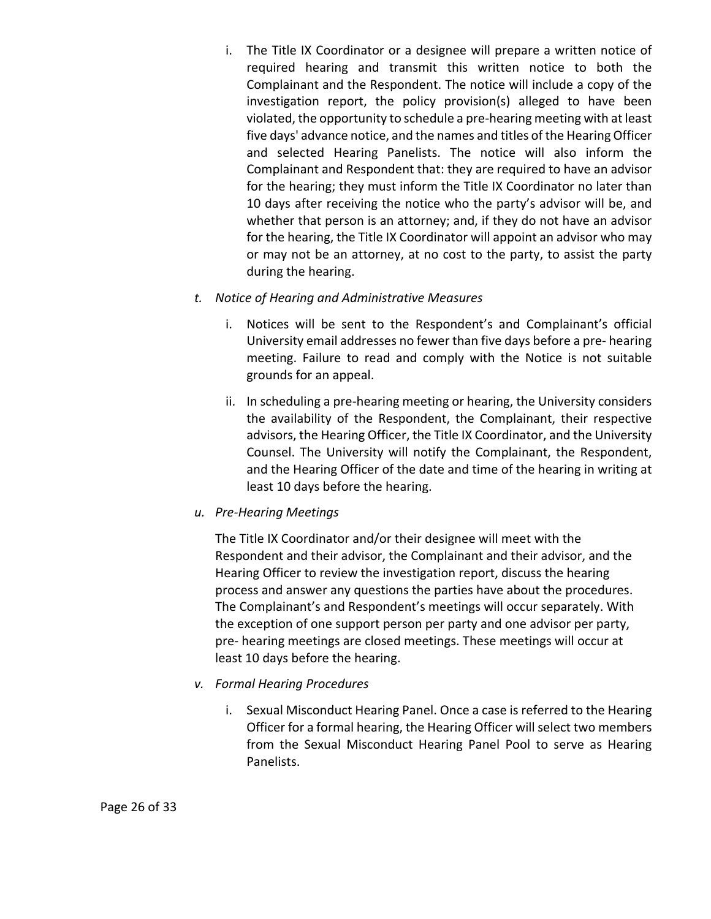i. The Title IX Coordinator or a designee will prepare a written notice of required hearing and transmit this written notice to both the Complainant and the Respondent. The notice will include a copy of the investigation report, the policy provision(s) alleged to have been violated, the opportunity to schedule a pre-hearing meeting with at least five days' advance notice, and the names and titles of the Hearing Officer and selected Hearing Panelists. The notice will also inform the Complainant and Respondent that: they are required to have an advisor for the hearing; they must inform the Title IX Coordinator no later than 10 days after receiving the notice who the party's advisor will be, and whether that person is an attorney; and, if they do not have an advisor for the hearing, the Title IX Coordinator will appoint an advisor who may or may not be an attorney, at no cost to the party, to assist the party during the hearing.

*t. Notice of Hearing and Administrative Measures*

i. Notices will be sent to the Respondent's and Complainant's official University email addresses no fewer than five days before a pre- hearing meeting. Failure to read and comply with the Notice is not suitable grounds for an appeal.

ii. In scheduling a pre-hearing meeting or hearing, the University considers the availability of the Respondent, the Complainant, their respective advisors, the Hearing Officer, the Title IX Coordinator, and the University Counsel. The University will notify the Complainant, the Respondent, and the Hearing Officer of the date and time of the hearing in writing at least 10 days before the hearing.

*u. Pre-Hearing Meetings*

The Title IX Coordinator and/or their designee will meet with the Respondent and their advisor, the Complainant and their advisor, and the Hearing Officer to review the investigation report, discuss the hearing process and answer any questions the parties have about the procedures. The Complainant's and Respondent's meetings will occur separately. With the exception of one support person per party and one advisor per party, pre- hearing meetings are closed meetings. These meetings will occur at least 10 days before the hearing.

*v. Formal Hearing Procedures*

i. Sexual Misconduct Hearing Panel. Once a case is referred to the Hearing Officer for a formal hearing, the Hearing Officer will select two members from the Sexual Misconduct Hearing Panel Pool to serve as Hearing Panelists.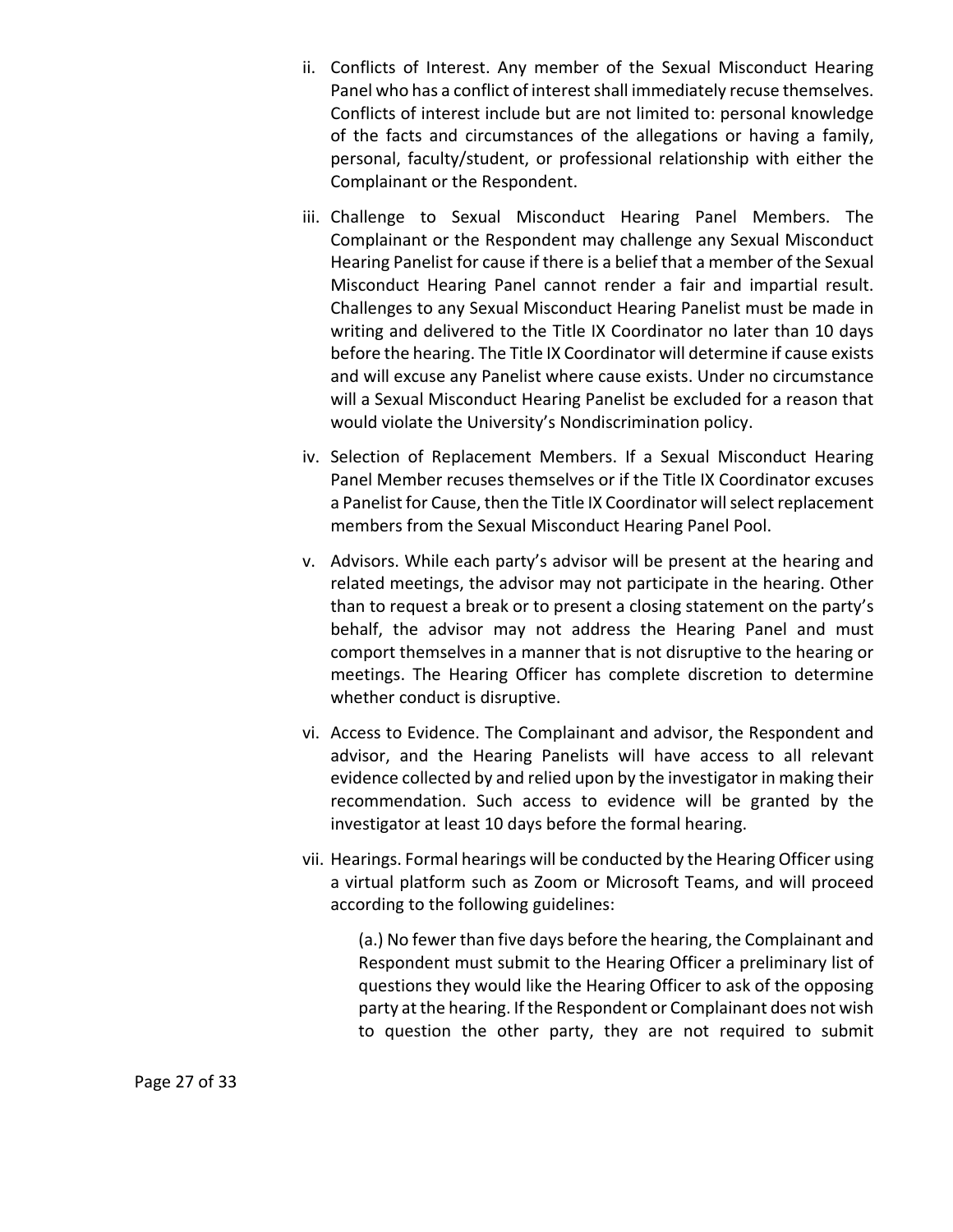ii. Conflicts of Interest. Any member of the Sexual Misconduct Hearing Panel who has a conflict of interest shall immediately recuse themselves. Conflicts of interest include but are not limited to: personal knowledge of the facts and circumstances of the allegations or having a family, personal, faculty/student, or professional relationship with either the Complainant or the Respondent.

iii. Challenge to Sexual Misconduct Hearing Panel Members. The Complainant or the Respondent may challenge any Sexual Misconduct Hearing Panelist for cause if there is a belief that a member of the Sexual Misconduct Hearing Panel cannot render a fair and impartial result. Challenges to any Sexual Misconduct Hearing Panelist must be made in writing and delivered to the Title IX Coordinator no later than 10 days before the hearing. The Title IX Coordinator will determine if cause exists and will excuse any Panelist where cause exists. Under no circumstance will a Sexual Misconduct Hearing Panelist be excluded for a reason that would violate the University's Nondiscrimination policy.

iv. Selection of Replacement Members. If a Sexual Misconduct Hearing Panel Member recuses themselves or if the Title IX Coordinator excuses a Panelist for Cause, then the Title IX Coordinator will select replacement members from the Sexual Misconduct Hearing Panel Pool.

v. Advisors. While each party's advisor will be present at the hearing and related meetings, the advisor may not participate in the hearing. Other than to request a break or to present a closing statement on the party's behalf, the advisor may not address the Hearing Panel and must comport themselves in a manner that is not disruptive to the hearing or meetings. The Hearing Officer has complete discretion to determine whether conduct is disruptive.

vi. Access to Evidence. The Complainant and advisor, the Respondent and advisor, and the Hearing Panelists will have access to all relevant evidence collected by and relied upon by the investigator in making their recommendation. Such access to evidence will be granted by the investigator at least 10 days before the formal hearing.

vii. Hearings. Formal hearings will be conducted by the Hearing Officer using a virtual platform such as Zoom or Microsoft Teams, and will proceed according to the following guidelines:

(a.) No fewer than five days before the hearing, the Complainant and Respondent must submit to the Hearing Officer a preliminary list of questions they would like the Hearing Officer to ask of the opposing party at the hearing. If the Respondent or Complainant does not wish to question the other party, they are not required to submit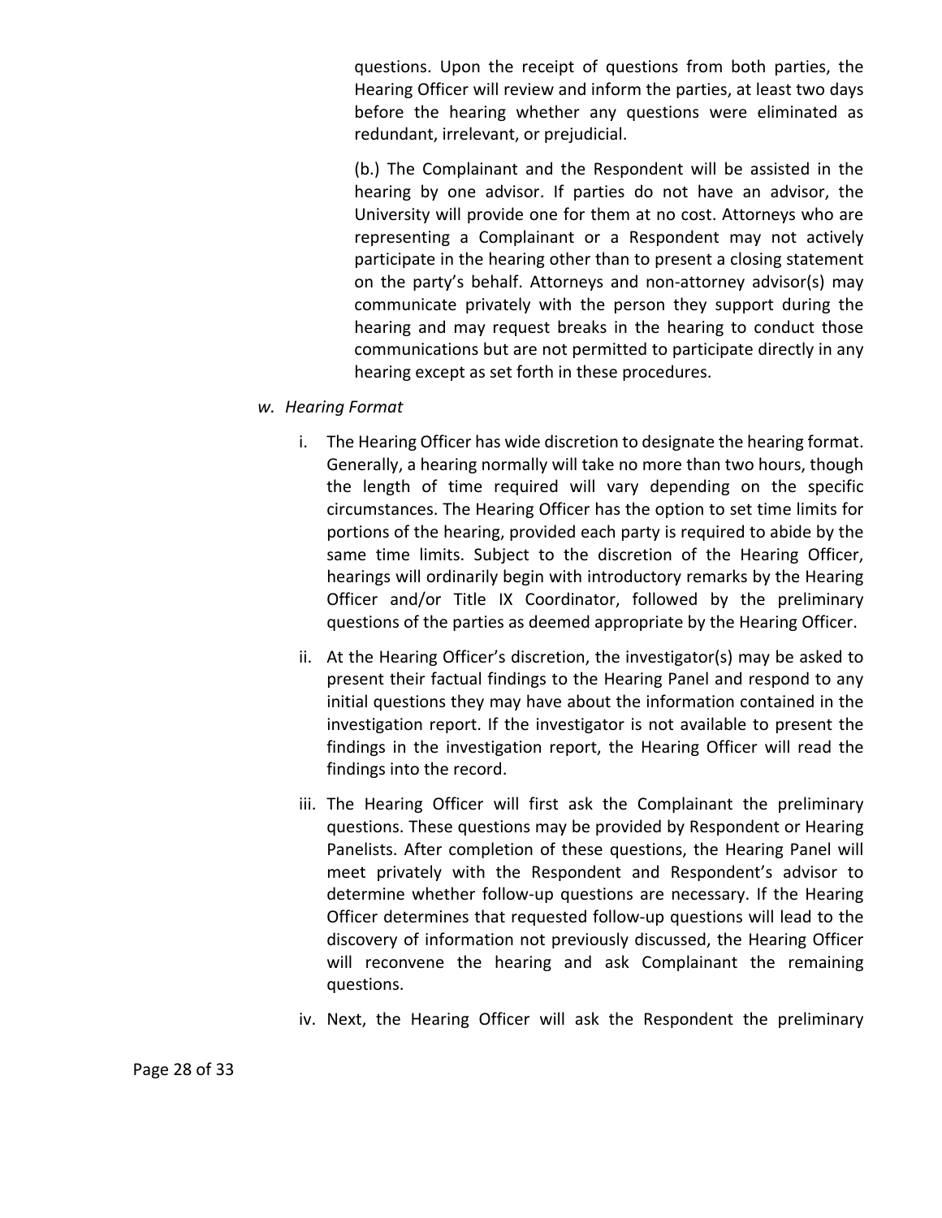questions. Upon the receipt of questions from both parties, the Hearing Officer will review and inform the parties, at least two days before the hearing whether any questions were eliminated as redundant, irrelevant, or prejudicial.

(b.) The Complainant and the Respondent will be assisted in the hearing by one advisor. If parties do not have an advisor, the University will provide one for them at no cost. Attorneys who are representing a Complainant or a Respondent may not actively participate in the hearing other than to present a closing statement on the party's behalf. Attorneys and non-attorney advisor(s) may communicate privately with the person they support during the hearing and may request breaks in the hearing to conduct those communications but are not permitted to participate directly in any hearing except as set forth in these procedures.

w. *Hearing Format*

i. The Hearing Officer has wide discretion to designate the hearing format. Generally, a hearing normally will take no more than two hours, though the length of time required will vary depending on the specific circumstances. The Hearing Officer has the option to set time limits for portions of the hearing, provided each party is required to abide by the same time limits. Subject to the discretion of the Hearing Officer, hearings will ordinarily begin with introductory remarks by the Hearing Officer and/or Title IX Coordinator, followed by the preliminary questions of the parties as deemed appropriate by the Hearing Officer.

ii. At the Hearing Officer's discretion, the investigator(s) may be asked to present their factual findings to the Hearing Panel and respond to any initial questions they may have about the information contained in the investigation report. If the investigator is not available to present the findings in the investigation report, the Hearing Officer will read the findings into the record.

iii. The Hearing Officer will first ask the Complainant the preliminary questions. These questions may be provided by Respondent or Hearing Panelists. After completion of these questions, the Hearing Panel will meet privately with the Respondent and Respondent's advisor to determine whether follow-up questions are necessary. If the Hearing Officer determines that requested follow-up questions will lead to the discovery of information not previously discussed, the Hearing Officer will reconvene the hearing and ask Complainant the remaining questions.

iv. Next, the Hearing Officer will ask the Respondent the preliminary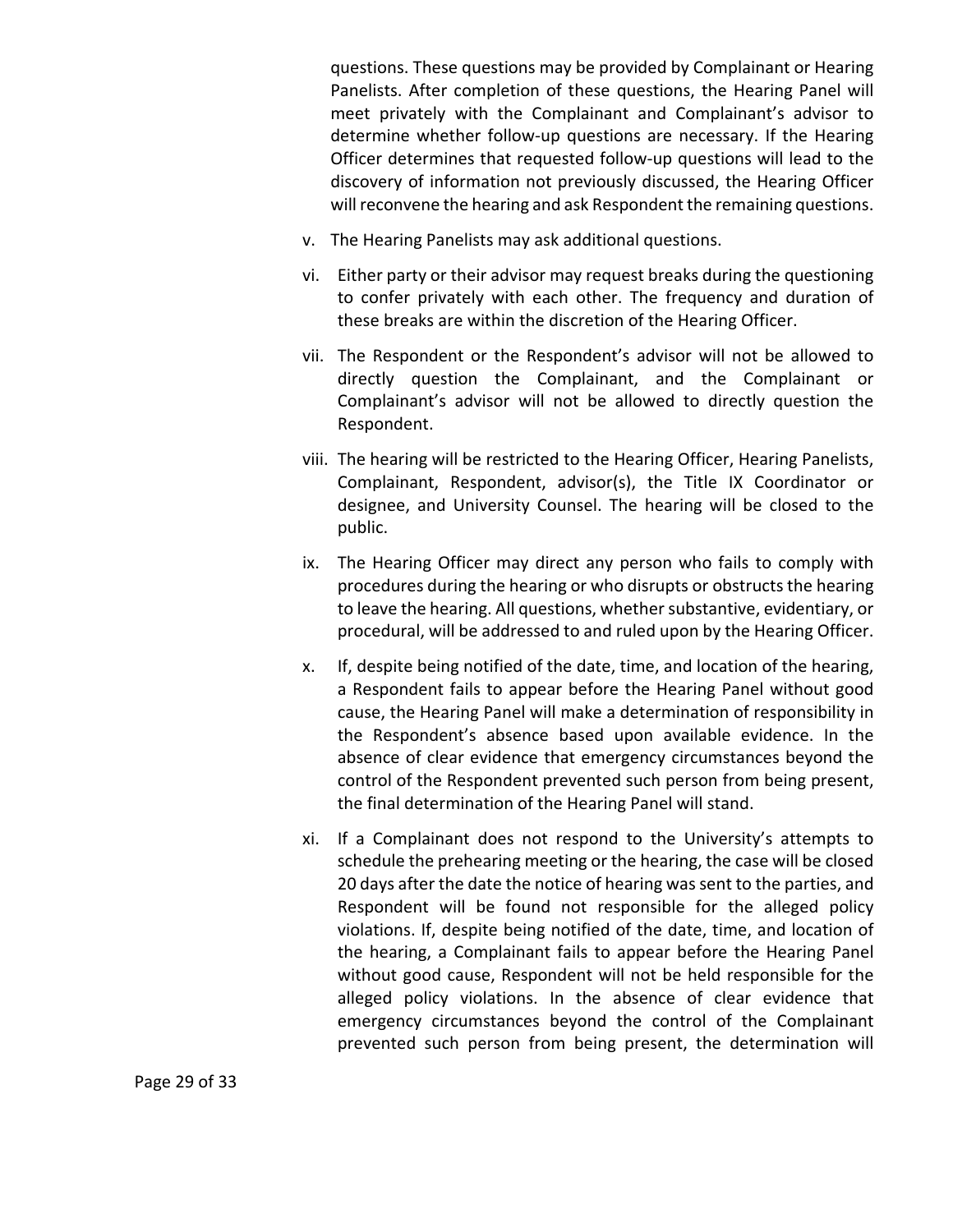questions. These questions may be provided by Complainant or Hearing Panelists. After completion of these questions, the Hearing Panel will meet privately with the Complainant and Complainant's advisor to determine whether follow-up questions are necessary. If the Hearing Officer determines that requested follow-up questions will lead to the discovery of information not previously discussed, the Hearing Officer will reconvene the hearing and ask Respondent the remaining questions.

v. The Hearing Panelists may ask additional questions.

vi. Either party or their advisor may request breaks during the questioning to confer privately with each other. The frequency and duration of these breaks are within the discretion of the Hearing Officer.

vii. The Respondent or the Respondent's advisor will not be allowed to directly question the Complainant, and the Complainant or Complainant's advisor will not be allowed to directly question the Respondent.

viii. The hearing will be restricted to the Hearing Officer, Hearing Panelists, Complainant, Respondent, advisor(s), the Title IX Coordinator or designee, and University Counsel. The hearing will be closed to the public.

ix. The Hearing Officer may direct any person who fails to comply with procedures during the hearing or who disrupts or obstructs the hearing to leave the hearing. All questions, whether substantive, evidentiary, or procedural, will be addressed to and ruled upon by the Hearing Officer.

x. If, despite being notified of the date, time, and location of the hearing, a Respondent fails to appear before the Hearing Panel without good cause, the Hearing Panel will make a determination of responsibility in the Respondent's absence based upon available evidence. In the absence of clear evidence that emergency circumstances beyond the control of the Respondent prevented such person from being present, the final determination of the Hearing Panel will stand.

xi. If a Complainant does not respond to the University's attempts to schedule the prehearing meeting or the hearing, the case will be closed 20 days after the date the notice of hearing was sent to the parties, and Respondent will be found not responsible for the alleged policy violations. If, despite being notified of the date, time, and location of the hearing, a Complainant fails to appear before the Hearing Panel without good cause, Respondent will not be held responsible for the alleged policy violations. In the absence of clear evidence that emergency circumstances beyond the control of the Complainant prevented such person from being present, the determination will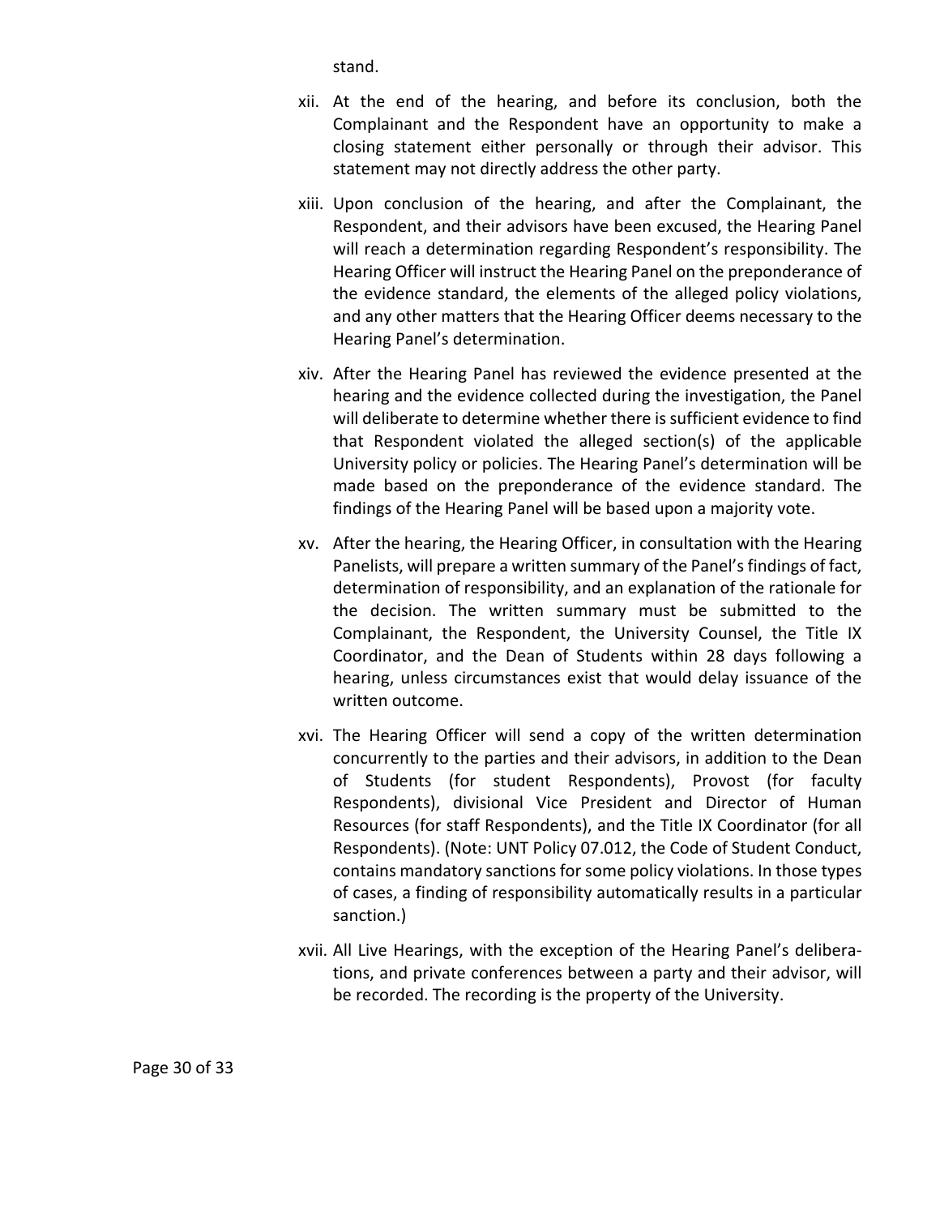stand.

xii. At the end of the hearing, and before its conclusion, both the Complainant and the Respondent have an opportunity to make a closing statement either personally or through their advisor. This statement may not directly address the other party.

xiii. Upon conclusion of the hearing, and after the Complainant, the Respondent, and their advisors have been excused, the Hearing Panel will reach a determination regarding Respondent's responsibility. The Hearing Officer will instruct the Hearing Panel on the preponderance of the evidence standard, the elements of the alleged policy violations, and any other matters that the Hearing Officer deems necessary to the Hearing Panel's determination.

xiv. After the Hearing Panel has reviewed the evidence presented at the hearing and the evidence collected during the investigation, the Panel will deliberate to determine whether there is sufficient evidence to find that Respondent violated the alleged section(s) of the applicable University policy or policies. The Hearing Panel's determination will be made based on the preponderance of the evidence standard. The findings of the Hearing Panel will be based upon a majority vote.

xv. After the hearing, the Hearing Officer, in consultation with the Hearing Panelists, will prepare a written summary of the Panel's findings of fact, determination of responsibility, and an explanation of the rationale for the decision. The written summary must be submitted to the Complainant, the Respondent, the University Counsel, the Title IX Coordinator, and the Dean of Students within 28 days following a hearing, unless circumstances exist that would delay issuance of the written outcome.

xvi. The Hearing Officer will send a copy of the written determination concurrently to the parties and their advisors, in addition to the Dean of Students (for student Respondents), Provost (for faculty Respondents), divisional Vice President and Director of Human Resources (for staff Respondents), and the Title IX Coordinator (for all Respondents). (Note: UNT Policy 07.012, the Code of Student Conduct, contains mandatory sanctions for some policy violations. In those types of cases, a finding of responsibility automatically results in a particular sanction.)

xvii. All Live Hearings, with the exception of the Hearing Panel's deliberations, and private conferences between a party and their advisor, will be recorded. The recording is the property of the University.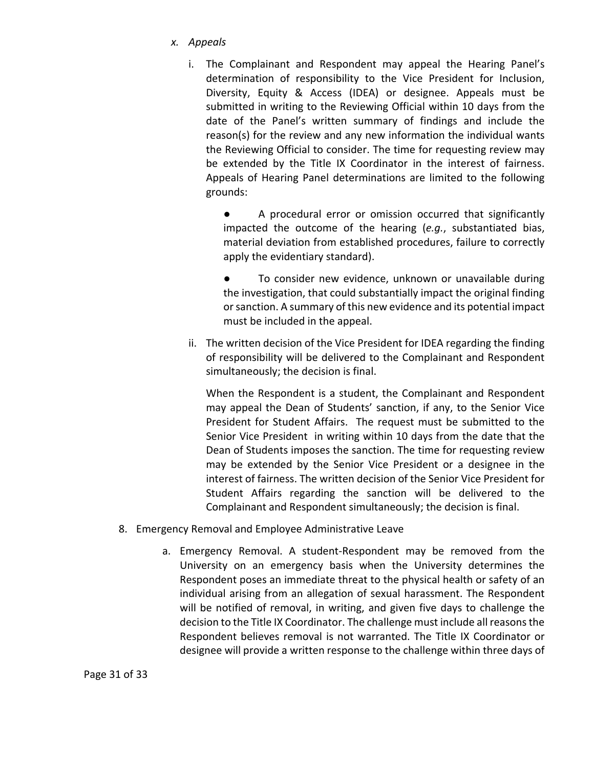*x. Appeals*

i. The Complainant and Respondent may appeal the Hearing Panel's determination of responsibility to the Vice President for Inclusion, Diversity, Equity & Access (IDEA) or designee. Appeals must be submitted in writing to the Reviewing Official within 10 days from the date of the Panel's written summary of findings and include the reason(s) for the review and any new information the individual wants the Reviewing Official to consider. The time for requesting review may be extended by the Title IX Coordinator in the interest of fairness. Appeals of Hearing Panel determinations are limited to the following grounds:

- A procedural error or omission occurred that significantly impacted the outcome of the hearing (*e.g.*, substantiated bias, material deviation from established procedures, failure to correctly apply the evidentiary standard).
- To consider new evidence, unknown or unavailable during the investigation, that could substantially impact the original finding or sanction. A summary of this new evidence and its potential impact must be included in the appeal.

ii. The written decision of the Vice President for IDEA regarding the finding of responsibility will be delivered to the Complainant and Respondent simultaneously; the decision is final.

When the Respondent is a student, the Complainant and Respondent may appeal the Dean of Students' sanction, if any, to the Senior Vice President for Student Affairs. The request must be submitted to the Senior Vice President in writing within 10 days from the date that the Dean of Students imposes the sanction. The time for requesting review may be extended by the Senior Vice President or a designee in the interest of fairness. The written decision of the Senior Vice President for Student Affairs regarding the sanction will be delivered to the Complainant and Respondent simultaneously; the decision is final.

8. Emergency Removal and Employee Administrative Leave

a. Emergency Removal. A student-Respondent may be removed from the University on an emergency basis when the University determines the Respondent poses an immediate threat to the physical health or safety of an individual arising from an allegation of sexual harassment. The Respondent will be notified of removal, in writing, and given five days to challenge the decision to the Title IX Coordinator. The challenge must include all reasons the Respondent believes removal is not warranted. The Title IX Coordinator or designee will provide a written response to the challenge within three days of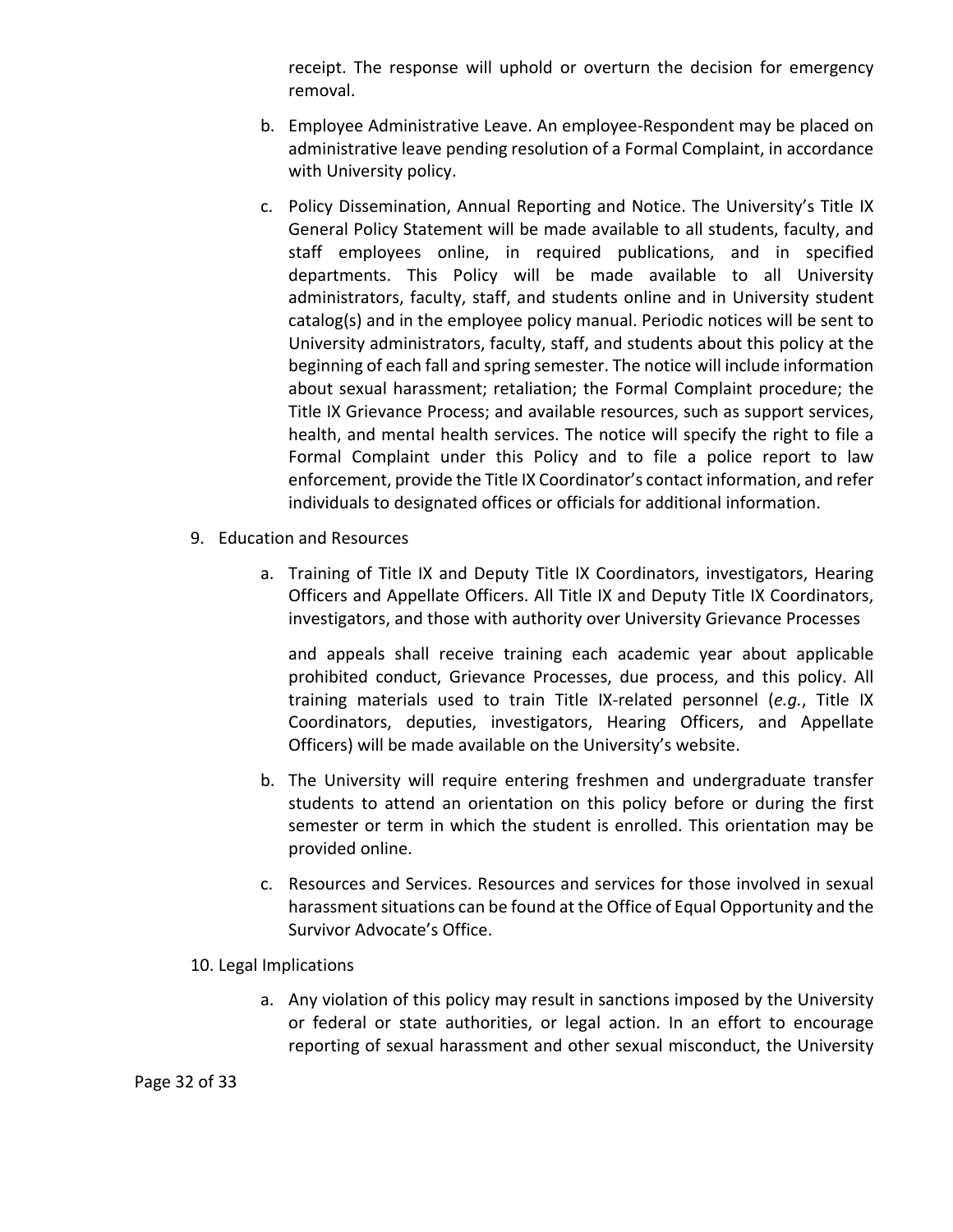receipt. The response will uphold or overturn the decision for emergency removal.

b. Employee Administrative Leave. An employee-Respondent may be placed on administrative leave pending resolution of a Formal Complaint, in accordance with University policy.

c. Policy Dissemination, Annual Reporting and Notice. The University's Title IX General Policy Statement will be made available to all students, faculty, and staff employees online, in required publications, and in specified departments. This Policy will be made available to all University administrators, faculty, staff, and students online and in University student catalog(s) and in the employee policy manual. Periodic notices will be sent to University administrators, faculty, staff, and students about this policy at the beginning of each fall and spring semester. The notice will include information about sexual harassment; retaliation; the Formal Complaint procedure; the Title IX Grievance Process; and available resources, such as support services, health, and mental health services. The notice will specify the right to file a Formal Complaint under this Policy and to file a police report to law enforcement, provide the Title IX Coordinator's contact information, and refer individuals to designated offices or officials for additional information.

9. Education and Resources

   a. Training of Title IX and Deputy Title IX Coordinators, investigators, Hearing Officers and Appellate Officers. All Title IX and Deputy Title IX Coordinators, investigators, and those with authority over University Grievance Processes and appeals shall receive training each academic year about applicable prohibited conduct, Grievance Processes, due process, and this policy. All training materials used to train Title IX-related personnel (*e.g.*, Title IX Coordinators, deputies, investigators, Hearing Officers, and Appellate Officers) will be made available on the University's website.

   b. The University will require entering freshmen and undergraduate transfer students to attend an orientation on this policy before or during the first semester or term in which the student is enrolled. This orientation may be provided online.

   c. Resources and Services. Resources and services for those involved in sexual harassment situations can be found at the Office of Equal Opportunity and the Survivor Advocate's Office.

10. Legal Implications

   a. Any violation of this policy may result in sanctions imposed by the University or federal or state authorities, or legal action. In an effort to encourage reporting of sexual harassment and other sexual misconduct, the University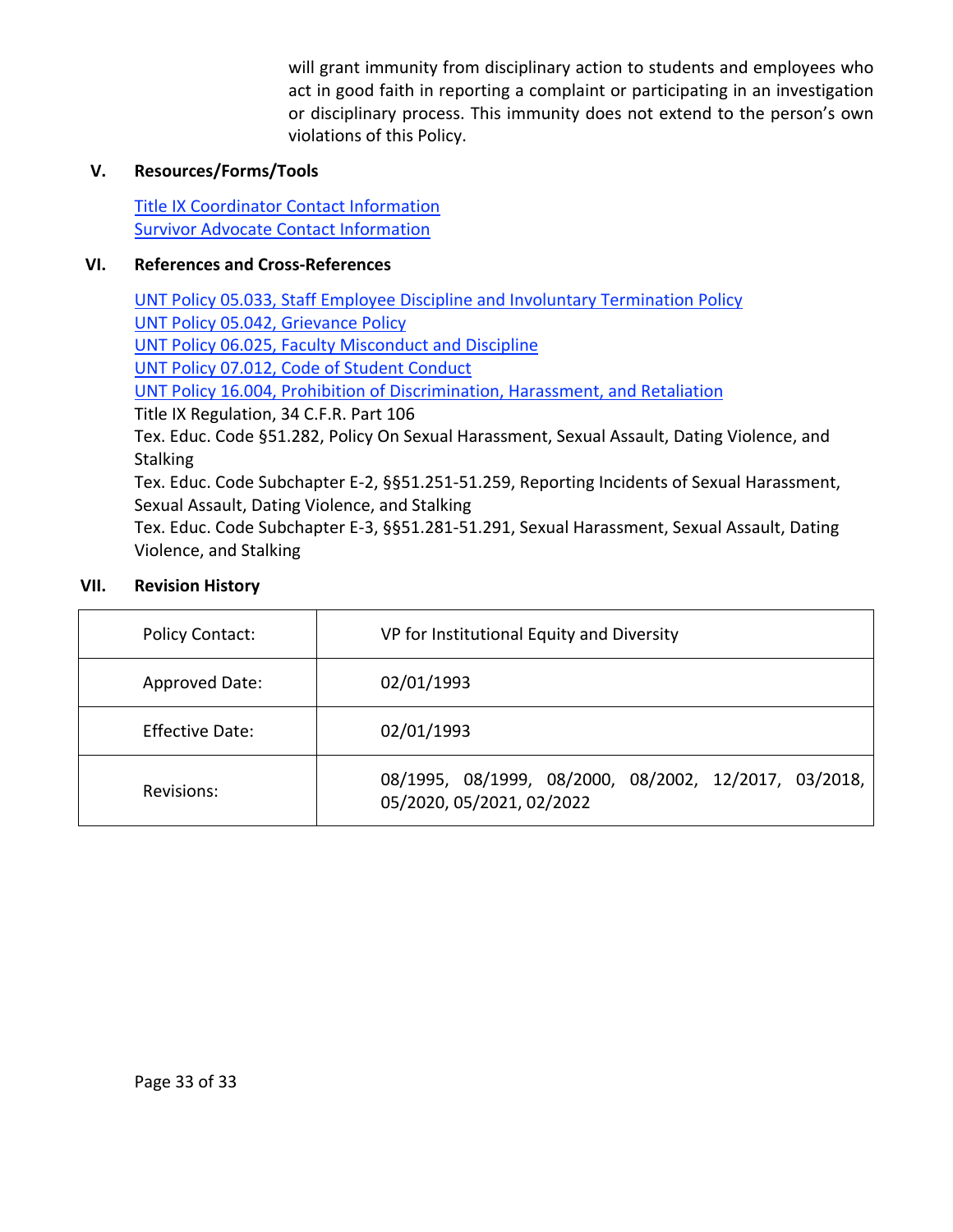will grant immunity from disciplinary action to students and employees who act in good faith in reporting a complaint or participating in an investigation or disciplinary process. This immunity does not extend to the person's own violations of this Policy.

## V. Resources/Forms/Tools

Title IX Coordinator Contact Information
Survivor Advocate Contact Information

## VI. References and Cross-References

UNT Policy 05.033, Staff Employee Discipline and Involuntary Termination Policy
UNT Policy 05.042, Grievance Policy
UNT Policy 06.025, Faculty Misconduct and Discipline
UNT Policy 07.012, Code of Student Conduct
UNT Policy 16.004, Prohibition of Discrimination, Harassment, and Retaliation
Title IX Regulation, 34 C.F.R. Part 106
Tex. Educ. Code §51.282, Policy On Sexual Harassment, Sexual Assault, Dating Violence, and Stalking
Tex. Educ. Code Subchapter E-2, §§51.251-51.259, Reporting Incidents of Sexual Harassment, Sexual Assault, Dating Violence, and Stalking
Tex. Educ. Code Subchapter E-3, §§51.281-51.291, Sexual Harassment, Sexual Assault, Dating Violence, and Stalking

## VII. Revision History

| | |
|---|---|
| Policy Contact: | VP for Institutional Equity and Diversity |
| Approved Date: | 02/01/1993 |
| Effective Date: | 02/01/1993 |
| Revisions: | 08/1995, 08/1999, 08/2000, 08/2002, 12/2017, 03/2018, 05/2020, 05/2021, 02/2022 |